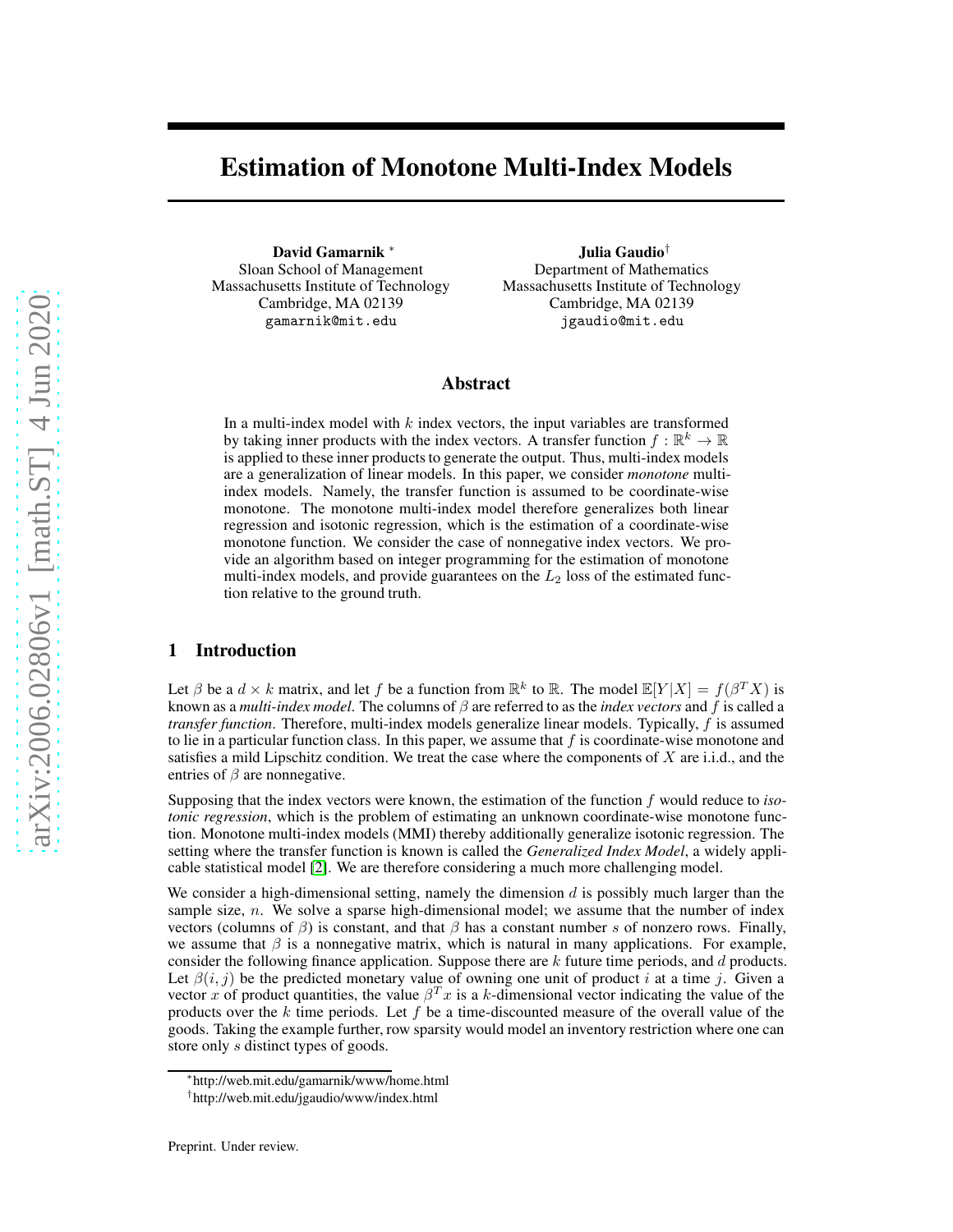# Estimation of Monotone Multi-Index Models

**David Gamarnik** *
Sloan School of Management
Massachusetts Institute of Technology
Cambridge, MA 02139
gamarnik@mit.edu

**Julia Gaudio**†
Department of Mathematics
Massachusetts Institute of Technology
Cambridge, MA 02139
jgaudio@mit.edu

## Abstract

In a multi-index model with $k$ index vectors, the input variables are transformed by taking inner products with the index vectors. A transfer function $f : \mathbb{R}^k \to \mathbb{R}$ is applied to these inner products to generate the output. Thus, multi-index models are a generalization of linear models. In this paper, we consider *monotone* multi-index models. Namely, the transfer function is assumed to be coordinate-wise monotone. The monotone multi-index model therefore generalizes both linear regression and isotonic regression, which is the estimation of a coordinate-wise monotone function. We consider the case of nonnegative index vectors. We provide an algorithm based on integer programming for the estimation of monotone multi-index models, and provide guarantees on the $L_2$ loss of the estimated function relative to the ground truth.

## 1 Introduction

Let $\beta$ be a $d \times k$ matrix, and let $f$ be a function from $\mathbb{R}^k$ to $\mathbb{R}$. The model $\mathbb{E}[Y|X] = f(\beta^T X)$ is known as a *multi-index model*. The columns of $\beta$ are referred to as the *index vectors* and $f$ is called a *transfer function*. Therefore, multi-index models generalize linear models. Typically, $f$ is assumed to lie in a particular function class. In this paper, we assume that $f$ is coordinate-wise monotone and satisfies a mild Lipschitz condition. We treat the case where the components of $X$ are i.i.d., and the entries of $\beta$ are nonnegative.

Supposing that the index vectors were known, the estimation of the function $f$ would reduce to *isotonic regression*, which is the problem of estimating an unknown coordinate-wise monotone function. Monotone multi-index models (MMI) thereby additionally generalize isotonic regression. The setting where the transfer function is known is called the *Generalized Index Model*, a widely applicable statistical model [2]. We are therefore considering a much more challenging model.

We consider a high-dimensional setting, namely the dimension $d$ is possibly much larger than the sample size, $n$. We solve a sparse high-dimensional model; we assume that the number of index vectors (columns of $\beta$) is constant, and that $\beta$ has a constant number $s$ of nonzero rows. Finally, we assume that $\beta$ is a nonnegative matrix, which is natural in many applications. For example, consider the following finance application. Suppose there are $k$ future time periods, and $d$ products. Let $\beta(i, j)$ be the predicted monetary value of owning one unit of product $i$ at a time $j$. Given a vector $x$ of product quantities, the value $\beta^T x$ is a $k$-dimensional vector indicating the value of the products over the $k$ time periods. Let $f$ be a time-discounted measure of the overall value of the goods. Taking the example further, row sparsity would model an inventory restriction where one can store only $s$ distinct types of goods.

*http://web.mit.edu/gamarnik/www/home.html

†http://web.mit.edu/jgaudio/www/index.html

Preprint. Under review.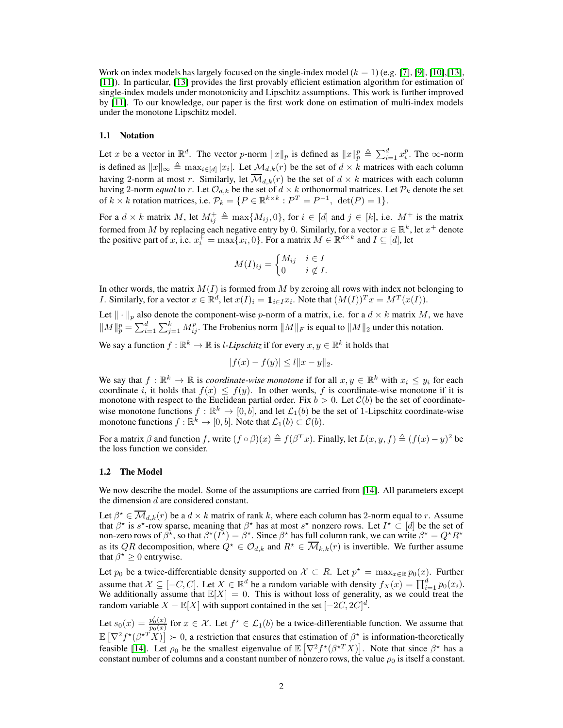Work on index models has largely focused on the single-index model ($k = 1$) (e.g. [7], [9], [10],[13], [11]). In particular, [13] provides the first provably efficient estimation algorithm for estimation of single-index models under monotonicity and Lipschitz assumptions. This work is further improved by [11]. To our knowledge, our paper is the first work done on estimation of multi-index models under the monotone Lipschitz model.

### 1.1 Notation

Let $x$ be a vector in $\mathbb{R}^d$. The vector $p$-norm $\|x\|_p$ is defined as $\|x\|_p^p \triangleq \sum_{i=1}^d x_i^p$. The $\infty$-norm is defined as $\|x\|_\infty \triangleq \max_{i\in[d]} |x_i|$. Let $\mathcal{M}_{d,k}(r)$ be the set of $d \times k$ matrices with each column having 2-norm at most $r$. Similarly, let $\overline{\mathcal{M}}_{d,k}(r)$ be the set of $d \times k$ matrices with each column having 2-norm *equal* to $r$. Let $\mathcal{O}_{d,k}$ be the set of $d \times k$ orthonormal matrices. Let $\mathcal{P}_k$ denote the set of $k \times k$ rotation matrices, i.e. $\mathcal{P}_k = \{P \in \mathbb{R}^{k\times k} : P^T = P^{-1},\ \det(P) = 1\}$.

For a $d \times k$ matrix $M$, let $M^+_{ij} \triangleq \max\{M_{ij}, 0\}$, for $i \in [d]$ and $j \in [k]$, i.e. $M^+$ is the matrix formed from $M$ by replacing each negative entry by 0. Similarly, for a vector $x \in \mathbb{R}^k$, let $x^+$ denote the positive part of $x$, i.e. $x^+_i = \max\{x_i, 0\}$. For a matrix $M \in \mathbb{R}^{d\times k}$ and $I \subseteq [d]$, let

$$M(I)_{ij} = \begin{cases} M_{ij} & i \in I \\ 0 & i \notin I. \end{cases}$$

In other words, the matrix $M(I)$ is formed from $M$ by zeroing all rows with index not belonging to $I$. Similarly, for a vector $x \in \mathbb{R}^d$, let $x(I)_i = \mathbb{1}_{i\in I} x_i$. Note that $(M(I))^T x = M^T(x(I))$.

Let $\|\cdot\|_p$ also denote the component-wise $p$-norm of a matrix, i.e. for a $d \times k$ matrix $M$, we have $\|M\|_p^p = \sum_{i=1}^d \sum_{j=1}^k M_{ij}^p$. The Frobenius norm $\|M\|_F$ is equal to $\|M\|_2$ under this notation.

We say a function $f : \mathbb{R}^k \to \mathbb{R}$ is *$l$-Lipschitz* if for every $x, y \in \mathbb{R}^k$ it holds that

$$|f(x) - f(y)| \le l\|x - y\|_2.$$

We say that $f : \mathbb{R}^k \to \mathbb{R}$ is *coordinate-wise monotone* if for all $x, y \in \mathbb{R}^k$ with $x_i \le y_i$ for each coordinate $i$, it holds that $f(x) \le f(y)$. In other words, $f$ is coordinate-wise monotone if it is monotone with respect to the Euclidean partial order. Fix $b > 0$. Let $\mathcal{C}(b)$ be the set of coordinate-wise monotone functions $f : \mathbb{R}^k \to [0, b]$, and let $\mathcal{L}_1(b)$ be the set of 1-Lipschitz coordinate-wise monotone functions $f : \mathbb{R}^k \to [0, b]$. Note that $\mathcal{L}_1(b) \subset \mathcal{C}(b)$.

For a matrix $\beta$ and function $f$, write $(f \circ \beta)(x) \triangleq f(\beta^T x)$. Finally, let $L(x, y, f) \triangleq (f(x) - y)^2$ be the loss function we consider.

### 1.2 The Model

We now describe the model. Some of the assumptions are carried from [14]. All parameters except the dimension $d$ are considered constant.

Let $\beta^\star \in \overline{\mathcal{M}}_{d,k}(r)$ be a $d \times k$ matrix of rank $k$, where each column has 2-norm equal to $r$. Assume that $\beta^\star$ is $s^\star$-row sparse, meaning that $\beta^\star$ has at most $s^\star$ nonzero rows. Let $I^\star \subset [d]$ be the set of non-zero rows of $\beta^\star$, so that $\beta^\star(I^\star) = \beta^\star$. Since $\beta^\star$ has full column rank, we can write $\beta^\star = Q^\star R^\star$ as its $QR$ decomposition, where $Q^\star \in \mathcal{O}_{d,k}$ and $R^\star \in \overline{\mathcal{M}}_{k,k}(r)$ is invertible. We further assume that $\beta^\star \ge 0$ entrywise.

Let $p_0$ be a twice-differentiable density supported on $\mathcal{X} \subset R$. Let $p^\star = \max_{x\in\mathbb{R}} p_0(x)$. Further assume that $\mathcal{X} \subseteq [-C, C]$. Let $X \in \mathbb{R}^d$ be a random variable with density $f_X(x) = \prod_{i=1}^d p_0(x_i)$. We additionally assume that $\mathbb{E}[X] = 0$. This is without loss of generality, as we could treat the random variable $X - \mathbb{E}[X]$ with support contained in the set $[-2C, 2C]^d$.

Let $s_0(x) = \frac{p_0'(x)}{p_0(x)}$ for $x \in \mathcal{X}$. Let $f^\star \in \mathcal{L}_1(b)$ be a twice-differentiable function. We assume that $\mathbb{E}\left[\nabla^2 f^\star(\beta^{\star T} X)\right] \succ 0$, a restriction that ensures that estimation of $\beta^\star$ is information-theoretically feasible [14]. Let $\rho_0$ be the smallest eigenvalue of $\mathbb{E}\left[\nabla^2 f^\star(\beta^{\star T} X)\right]$. Note that since $\beta^\star$ has a constant number of columns and a constant number of nonzero rows, the value $\rho_0$ is itself a constant.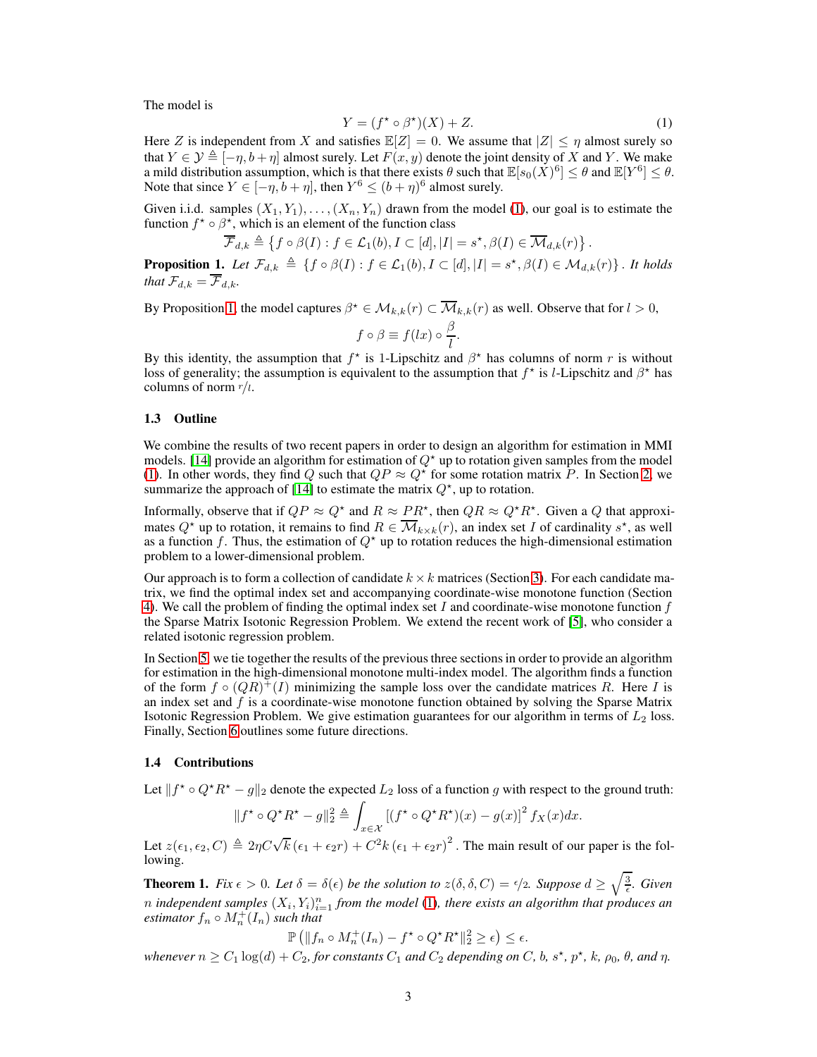The model is

$$Y = (f^\star \circ \beta^\star)(X) + Z. \tag{1}$$

Here $Z$ is independent from $X$ and satisfies $\mathbb{E}[Z] = 0$. We assume that $|Z| \leq \eta$ almost surely so that $Y \in \mathcal{Y} \triangleq [-\eta, b + \eta]$ almost surely. Let $F(x, y)$ denote the joint density of $X$ and $Y$. We make a mild distribution assumption, which is that there exists $\theta$ such that $\mathbb{E}[s_0(X)^6] \leq \theta$ and $\mathbb{E}[Y^6] \leq \theta$. Note that since $Y \in [-\eta, b + \eta]$, then $Y^6 \leq (b + \eta)^6$ almost surely.

Given i.i.d. samples $(X_1, Y_1), \ldots, (X_n, Y_n)$ drawn from the model (1), our goal is to estimate the function $f^\star \circ \beta^\star$, which is an element of the function class

$$\overline{\mathcal{F}}_{d,k} \triangleq \left\{ f \circ \beta(I) : f \in \mathcal{L}_1(b), I \subset [d], |I| = s^\star, \beta(I) \in \overline{\mathcal{M}}_{d,k}(r) \right\}.$$

**Proposition 1.** *Let* $\mathcal{F}_{d,k} \triangleq \left\{ f \circ \beta(I) : f \in \mathcal{L}_1(b), I \subset [d], |I| = s^\star, \beta(I) \in \mathcal{M}_{d,k}(r) \right\}$. *It holds that* $\mathcal{F}_{d,k} = \overline{\mathcal{F}}_{d,k}$.

By Proposition 1, the model captures $\beta^\star \in \mathcal{M}_{k,k}(r) \subset \overline{\mathcal{M}}_{k,k}(r)$ as well. Observe that for $l > 0$,

$$f \circ \beta \equiv f(lx) \circ \frac{\beta}{l}.$$

By this identity, the assumption that $f^\star$ is 1-Lipschitz and $\beta^\star$ has columns of norm $r$ is without loss of generality; the assumption is equivalent to the assumption that $f^\star$ is $l$-Lipschitz and $\beta^\star$ has columns of norm $r/l$.

### 1.3 Outline

We combine the results of two recent papers in order to design an algorithm for estimation in MMI models. [14] provide an algorithm for estimation of $Q^\star$ up to rotation given samples from the model (1). In other words, they find $Q$ such that $QP \approx Q^\star$ for some rotation matrix $P$. In Section 2, we summarize the approach of [14] to estimate the matrix $Q^\star$, up to rotation.

Informally, observe that if $QP \approx Q^\star$ and $R \approx PR^\star$, then $QR \approx Q^\star R^\star$. Given a $Q$ that approximates $Q^\star$ up to rotation, it remains to find $R \in \overline{\mathcal{M}}_{k \times k}(r)$, an index set $I$ of cardinality $s^\star$, as well as a function $f$. Thus, the estimation of $Q^\star$ up to rotation reduces the high-dimensional estimation problem to a lower-dimensional problem.

Our approach is to form a collection of candidate $k \times k$ matrices (Section 3). For each candidate matrix, we find the optimal index set and accompanying coordinate-wise monotone function (Section 4). We call the problem of finding the optimal index set $I$ and coordinate-wise monotone function $f$ the Sparse Matrix Isotonic Regression Problem. We extend the recent work of [5], who consider a related isotonic regression problem.

In Section 5, we tie together the results of the previous three sections in order to provide an algorithm for estimation in the high-dimensional monotone multi-index model. The algorithm finds a function of the form $f \circ (QR)^+(I)$ minimizing the sample loss over the candidate matrices $R$. Here $I$ is an index set and $f$ is a coordinate-wise monotone function obtained by solving the Sparse Matrix Isotonic Regression Problem. We give estimation guarantees for our algorithm in terms of $L_2$ loss. Finally, Section 6 outlines some future directions.

### 1.4 Contributions

Let $\|f^\star \circ Q^\star R^\star - g\|_2$ denote the expected $L_2$ loss of a function $g$ with respect to the ground truth:

$$\|f^\star \circ Q^\star R^\star - g\|_2^2 \triangleq \int_{x \in \mathcal{X}} \left[ (f^\star \circ Q^\star R^\star)(x) - g(x) \right]^2 f_X(x) dx.$$

Let $z(\epsilon_1, \epsilon_2, C) \triangleq 2\eta C \sqrt{k} \left( \epsilon_1 + \epsilon_2 r \right) + C^2 k \left( \epsilon_1 + \epsilon_2 r \right)^2$. The main result of our paper is the following.

**Theorem 1.** *Fix* $\epsilon > 0$. *Let* $\delta = \delta(\epsilon)$ *be the solution to* $z(\delta, \delta, C) = \epsilon/2$. *Suppose* $d \geq \sqrt{\frac{3}{\epsilon}}$. *Given* $n$ *independent samples* $(X_i, Y_i)_{i=1}^n$ *from the model (1), there exists an algorithm that produces an estimator* $f_n \circ M_n^+(I_n)$ *such that*

$$\mathbb{P}\left( \|f_n \circ M_n^+(I_n) - f^\star \circ Q^\star R^\star\|_2^2 \geq \epsilon \right) \leq \epsilon.$$

*whenever* $n \geq C_1 \log(d) + C_2$, *for constants* $C_1$ *and* $C_2$ *depending on* $C$, $b$, $s^\star$, $p^\star$, $k$, $\rho_0$, $\theta$, *and* $\eta$.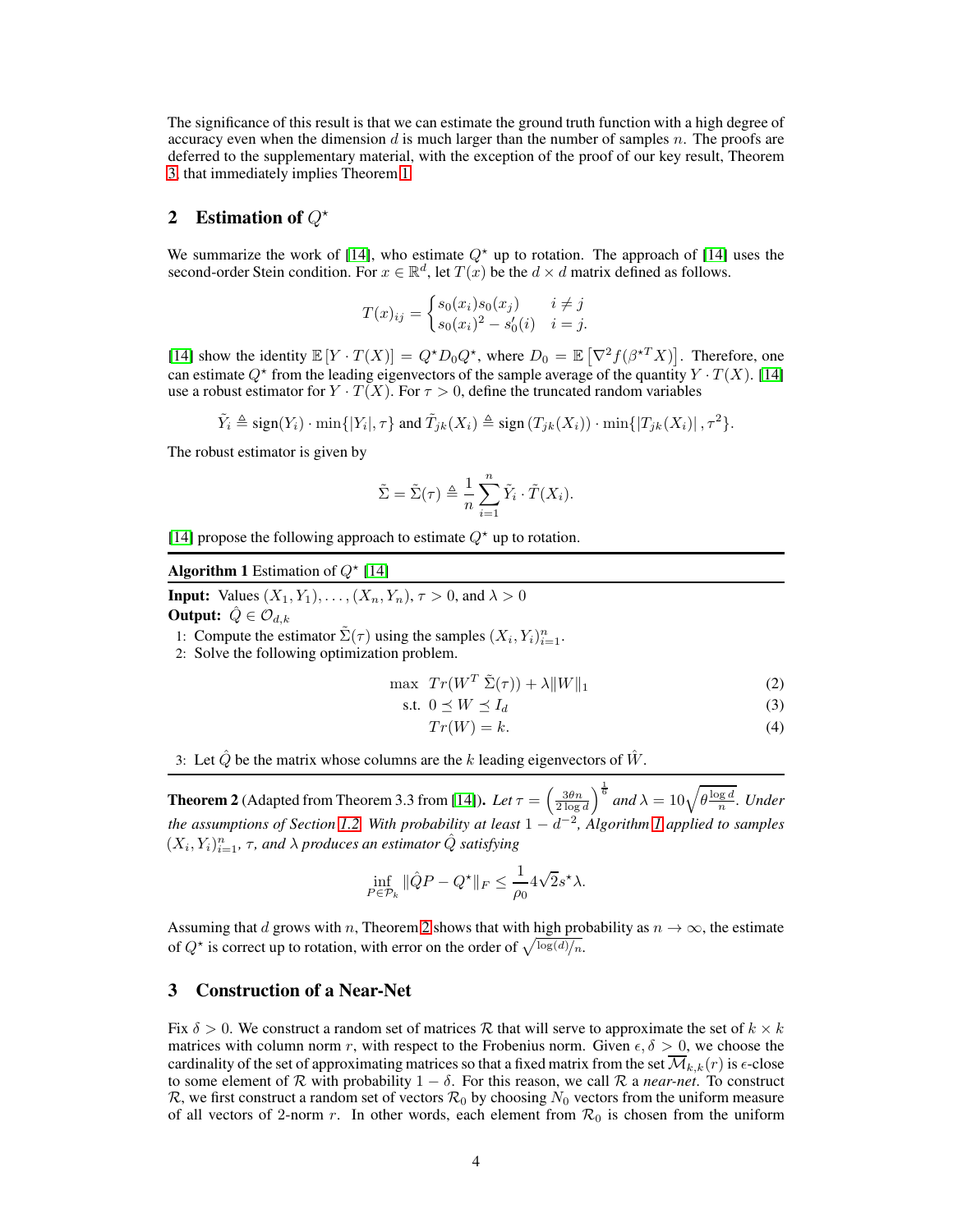The significance of this result is that we can estimate the ground truth function with a high degree of accuracy even when the dimension $d$ is much larger than the number of samples $n$. The proofs are deferred to the supplementary material, with the exception of the proof of our key result, Theorem 3, that immediately implies Theorem 1.

## 2 Estimation of $Q^\star$

We summarize the work of [14], who estimate $Q^\star$ up to rotation. The approach of [14] uses the second-order Stein condition. For $x \in \mathbb{R}^d$, let $T(x)$ be the $d \times d$ matrix defined as follows.

$$T(x)_{ij} = \begin{cases} s_0(x_i)s_0(x_j) & i \neq j \\ s_0(x_i)^2 - s_0'(i) & i = j. \end{cases}$$

[14] show the identity $\mathbb{E}\left[Y \cdot T(X)\right] = Q^\star D_0 Q^\star$, where $D_0 = \mathbb{E}\left[\nabla^2 f(\beta^{\star T} X)\right]$. Therefore, one can estimate $Q^\star$ from the leading eigenvectors of the sample average of the quantity $Y \cdot T(X)$. [14] use a robust estimator for $Y \cdot T(X)$. For $\tau > 0$, define the truncated random variables

$$\tilde{Y}_i \triangleq \text{sign}(Y_i) \cdot \min\{|Y_i|, \tau\} \text{ and } \tilde{T}_{jk}(X_i) \triangleq \text{sign}\left(T_{jk}(X_i)\right) \cdot \min\{\left|T_{jk}(X_i)\right|, \tau^2\}.$$

The robust estimator is given by

$$\tilde{\Sigma} = \tilde{\Sigma}(\tau) \triangleq \frac{1}{n}\sum_{i=1}^{n} \tilde{Y}_i \cdot \tilde{T}(X_i).$$

[14] propose the following approach to estimate $Q^\star$ up to rotation.

**Algorithm 1** Estimation of $Q^\star$ [14]

**Input:** Values $(X_1, Y_1), \ldots, (X_n, Y_n)$, $\tau > 0$, and $\lambda > 0$
**Output:** $\hat{Q} \in \mathcal{O}_{d,k}$

1: Compute the estimator $\tilde{\Sigma}(\tau)$ using the samples $(X_i, Y_i)_{i=1}^n$.
2: Solve the following optimization problem.

$$\begin{aligned} \max \quad & Tr(W^T \tilde{\Sigma}(\tau)) + \lambda \|W\|_1 && (2) \\ \text{s.t.} \quad & 0 \preceq W \preceq I_d && (3) \\ & Tr(W) = k. && (4) \end{aligned}$$

3: Let $\hat{Q}$ be the matrix whose columns are the $k$ leading eigenvectors of $\hat{W}$.

**Theorem 2** (Adapted from Theorem 3.3 from [14]). *Let* $\tau = \left(\frac{3\theta n}{2\log d}\right)^{\frac{1}{6}}$ *and* $\lambda = 10\sqrt{\theta\frac{\log d}{n}}$. *Under the assumptions of Section 1.2. With probability at least* $1 - d^{-2}$, *Algorithm 1 applied to samples* $(X_i, Y_i)_{i=1}^n$, $\tau$, *and* $\lambda$ *produces an estimator* $\hat{Q}$ *satisfying*

$$\inf_{P \in \mathcal{P}_k} \|\hat{Q}P - Q^\star\|_F \leq \frac{1}{\rho_0} 4\sqrt{2}s^\star\lambda.$$

Assuming that $d$ grows with $n$, Theorem 2 shows that with high probability as $n \to \infty$, the estimate of $Q^\star$ is correct up to rotation, with error on the order of $\sqrt{\log(d)/n}$.

## 3 Construction of a Near-Net

Fix $\delta > 0$. We construct a random set of matrices $\mathcal{R}$ that will serve to approximate the set of $k \times k$ matrices with column norm $r$, with respect to the Frobenius norm. Given $\epsilon, \delta > 0$, we choose the cardinality of the set of approximating matrices so that a fixed matrix from the set $\overline{\mathcal{M}}_{k,k}(r)$ is $\epsilon$-close to some element of $\mathcal{R}$ with probability $1 - \delta$. For this reason, we call $\mathcal{R}$ a *near-net*. To construct $\mathcal{R}$, we first construct a random set of vectors $\mathcal{R}_0$ by choosing $N_0$ vectors from the uniform measure of all vectors of 2-norm $r$. In other words, each element from $\mathcal{R}_0$ is chosen from the uniform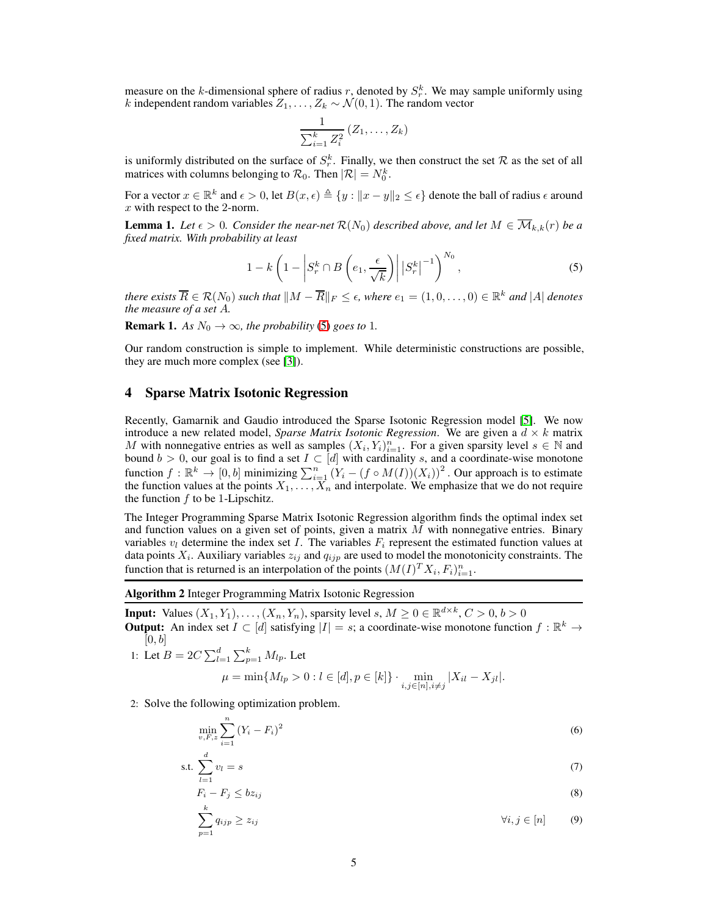measure on the $k$-dimensional sphere of radius $r$, denoted by $S_r^k$. We may sample uniformly using $k$ independent random variables $Z_1, \ldots, Z_k \sim \mathcal{N}(0,1)$. The random vector

$$\frac{1}{\sum_{i=1}^k Z_i^2} (Z_1, \ldots, Z_k)$$

is uniformly distributed on the surface of $S_r^k$. Finally, we then construct the set $\mathcal{R}$ as the set of all matrices with columns belonging to $\mathcal{R}_0$. Then $|\mathcal{R}| = N_0^k$.

For a vector $x \in \mathbb{R}^k$ and $\epsilon > 0$, let $B(x, \epsilon) \triangleq \{y : \|x - y\|_2 \leq \epsilon\}$ denote the ball of radius $\epsilon$ around $x$ with respect to the 2-norm.

**Lemma 1.** *Let $\epsilon > 0$. Consider the near-net $\mathcal{R}(N_0)$ described above, and let $M \in \overline{\mathcal{M}}_{k,k}(r)$ be a fixed matrix. With probability at least*

$$1 - k\left(1 - \left|S_r^k \cap B\left(e_1, \frac{\epsilon}{\sqrt{k}}\right)\right| \left|S_r^k\right|^{-1}\right)^{N_0}, \tag{5}$$

*there exists $\overline{R} \in \mathcal{R}(N_0)$ such that $\|M - \overline{R}\|_F \leq \epsilon$, where $e_1 = (1, 0, \ldots, 0) \in \mathbb{R}^k$ and $|A|$ denotes the measure of a set $A$.*

**Remark 1.** *As $N_0 \to \infty$, the probability (5) goes to 1.*

Our random construction is simple to implement. While deterministic constructions are possible, they are much more complex (see [3]).

## 4 Sparse Matrix Isotonic Regression

Recently, Gamarnik and Gaudio introduced the Sparse Isotonic Regression model [5]. We now introduce a new related model, *Sparse Matrix Isotonic Regression*. We are given a $d \times k$ matrix $M$ with nonnegative entries as well as samples $(X_i, Y_i)_{i=1}^n$. For a given sparsity level $s \in \mathbb{N}$ and bound $b > 0$, our goal is to find a set $I \subset [d]$ with cardinality $s$, and a coordinate-wise monotone function $f : \mathbb{R}^k \to [0, b]$ minimizing $\sum_{i=1}^n (Y_i - (f \circ M(I))(X_i))^2$. Our approach is to estimate the function values at the points $X_1, \ldots, X_n$ and interpolate. We emphasize that we do not require the function $f$ to be 1-Lipschitz.

The Integer Programming Sparse Matrix Isotonic Regression algorithm finds the optimal index set and function values on a given set of points, given a matrix $M$ with nonnegative entries. Binary variables $v_l$ determine the index set $I$. The variables $F_i$ represent the estimated function values at data points $X_i$. Auxiliary variables $z_{ij}$ and $q_{ijp}$ are used to model the monotonicity constraints. The function that is returned is an interpolation of the points $(M(I)^T X_i, F_i)_{i=1}^n$.

---

**Algorithm 2** Integer Programming Matrix Isotonic Regression

---

**Input:** Values $(X_1, Y_1), \ldots, (X_n, Y_n)$, sparsity level $s$, $M \geq 0 \in \mathbb{R}^{d \times k}$, $C > 0$, $b > 0$

**Output:** An index set $I \subset [d]$ satisfying $|I| = s$; a coordinate-wise monotone function $f : \mathbb{R}^k \to [0, b]$

1: Let $B = 2C \sum_{l=1}^d \sum_{p=1}^k M_{lp}$. Let

$$\mu = \min\{M_{lp} > 0 : l \in [d], p \in [k]\} \cdot \min_{i,j \in [n], i \neq j} |X_{il} - X_{jl}|.$$

2: Solve the following optimization problem.

$$\min_{v,F,z} \sum_{i=1}^n (Y_i - F_i)^2 \tag{6}$$

$$\text{s.t.} \sum_{l=1}^d v_l = s \tag{7}$$

$$F_i - F_j \leq b z_{ij} \tag{8}$$

$$\sum_{p=1}^k q_{ijp} \geq z_{ij} \qquad \forall i, j \in [n] \tag{9}$$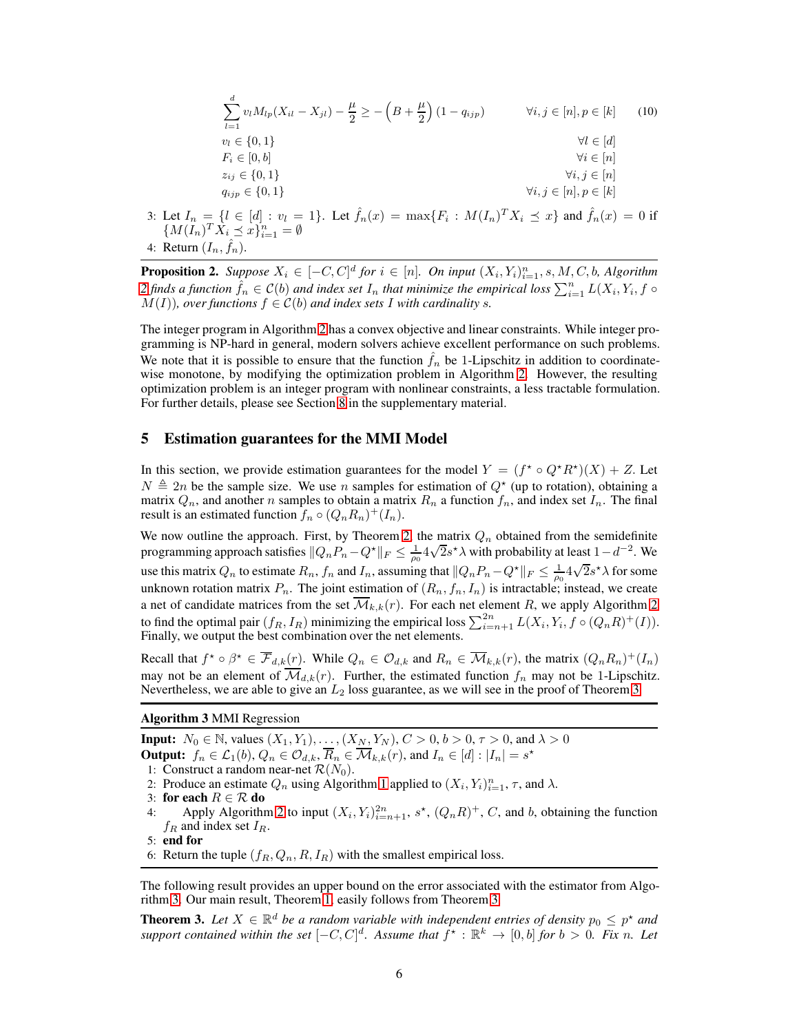$$\sum_{l=1}^{d} v_l M_{lp}(X_{il} - X_{jl}) - \frac{\mu}{2} \geq -\left(B + \frac{\mu}{2}\right)(1 - q_{ijp}) \qquad \forall i, j \in [n], p \in [k] \tag{10}$$

$$v_l \in \{0, 1\} \qquad \forall l \in [d]$$

$$F_i \in [0, b] \qquad \forall i \in [n]$$

$$z_{ij} \in \{0, 1\} \qquad \forall i, j \in [n]$$

$$q_{ijp} \in \{0, 1\} \qquad \forall i, j \in [n], p \in [k]$$

3: Let $I_n = \{l \in [d] : v_l = 1\}$. Let $\hat{f}_n(x) = \max\{F_i : M(I_n)^T X_i \preceq x\}$ and $\hat{f}_n(x) = 0$ if $\{M(I_n)^T X_i \preceq x\}_{i=1}^n = \emptyset$

4: Return $(I_n, \hat{f}_n)$.

**Proposition 2.** *Suppose $X_i \in [-C, C]^d$ for $i \in [n]$. On input $(X_i, Y_i)_{i=1}^n, s, M, C, b$, Algorithm 2 finds a function $\hat{f}_n \in \mathcal{C}(b)$ and index set $I_n$ that minimize the empirical loss $\sum_{i=1}^n L(X_i, Y_i, f \circ M(I))$, over functions $f \in \mathcal{C}(b)$ and index sets $I$ with cardinality $s$.*

The integer program in Algorithm 2 has a convex objective and linear constraints. While integer programming is NP-hard in general, modern solvers achieve excellent performance on such problems. We note that it is possible to ensure that the function $\hat{f}_n$ be 1-Lipschitz in addition to coordinate-wise monotone, by modifying the optimization problem in Algorithm 2. However, the resulting optimization problem is an integer program with nonlinear constraints, a less tractable formulation. For further details, please see Section 8 in the supplementary material.

## 5 Estimation guarantees for the MMI Model

In this section, we provide estimation guarantees for the model $Y = (f^\star \circ Q^\star R^\star)(X) + Z$. Let $N \triangleq 2n$ be the sample size. We use $n$ samples for estimation of $Q^\star$ (up to rotation), obtaining a matrix $Q_n$, and another $n$ samples to obtain a matrix $R_n$ a function $f_n$, and index set $I_n$. The final result is an estimated function $f_n \circ (Q_n R_n)^+(I_n)$.

We now outline the approach. First, by Theorem 2, the matrix $Q_n$ obtained from the semidefinite programming approach satisfies $\|Q_n P_n - Q^\star\|_F \leq \frac{1}{\rho_0} 4\sqrt{2} s^\star \lambda$ with probability at least $1 - d^{-2}$. We use this matrix $Q_n$ to estimate $R_n$, $f_n$ and $I_n$, assuming that $\|Q_n P_n - Q^\star\|_F \leq \frac{1}{\rho_0} 4\sqrt{2} s^\star \lambda$ for some unknown rotation matrix $P_n$. The joint estimation of $(R_n, f_n, I_n)$ is intractable; instead, we create a net of candidate matrices from the set $\overline{\mathcal{M}}_{k,k}(r)$. For each net element $R$, we apply Algorithm 2 to find the optimal pair $(f_R, I_R)$ minimizing the empirical loss $\sum_{i=n+1}^{2n} L(X_i, Y_i, f \circ (Q_n R)^+(I))$. Finally, we output the best combination over the net elements.

Recall that $f^\star \circ \beta^\star \in \overline{\mathcal{F}}_{d,k}(r)$. While $Q_n \in \mathcal{O}_{d,k}$ and $R_n \in \overline{\mathcal{M}}_{k,k}(r)$, the matrix $(Q_n R_n)^+(I_n)$ may not be an element of $\overline{\mathcal{M}}_{d,k}(r)$. Further, the estimated function $f_n$ may not be 1-Lipschitz. Nevertheless, we are able to give an $L_2$ loss guarantee, as we will see in the proof of Theorem 3.

**Algorithm 3** MMI Regression

**Input:** $N_0 \in \mathbb{N}$, values $(X_1, Y_1), \ldots, (X_N, Y_N)$, $C > 0$, $b > 0$, $\tau > 0$, and $\lambda > 0$
**Output:** $f_n \in \mathcal{L}_1(b)$, $Q_n \in \mathcal{O}_{d,k}$, $\overline{R}_n \in \overline{\mathcal{M}}_{k,k}(r)$, and $I_n \in [d] : |I_n| = s^\star$

1: Construct a random near-net $\mathcal{R}(N_0)$.
2: Produce an estimate $Q_n$ using Algorithm 1 applied to $(X_i, Y_i)_{i=1}^n$, $\tau$, and $\lambda$.
3: **for each** $R \in \mathcal{R}$ **do**
4: Apply Algorithm 2 to input $(X_i, Y_i)_{i=n+1}^{2n}$, $s^\star$, $(Q_n R)^+$, $C$, and $b$, obtaining the function $f_R$ and index set $I_R$.
5: **end for**
6: Return the tuple $(f_R, Q_n, R, I_R)$ with the smallest empirical loss.

The following result provides an upper bound on the error associated with the estimator from Algorithm 3. Our main result, Theorem 1, easily follows from Theorem 3.

**Theorem 3.** *Let $X \in \mathbb{R}^d$ be a random variable with independent entries of density $p_0 \leq p^\star$ and support contained within the set $[-C, C]^d$. Assume that $f^\star : \mathbb{R}^k \to [0, b]$ for $b > 0$. Fix $n$. Let*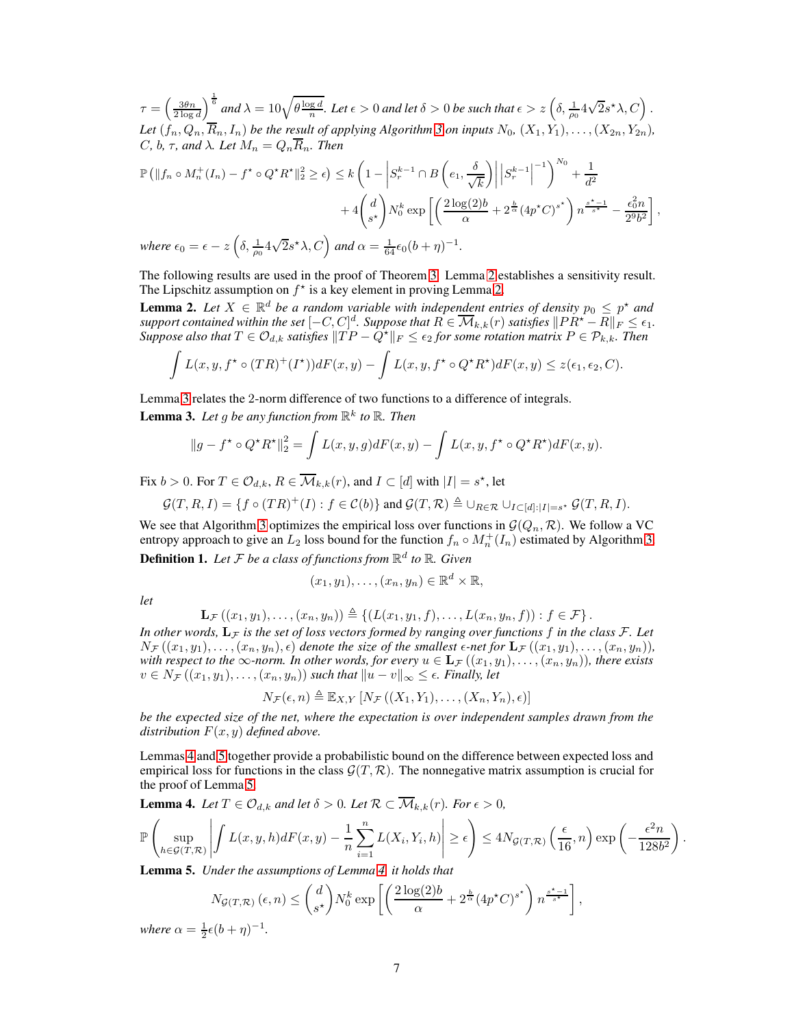$\tau = \left(\frac{3\theta n}{2\log d}\right)^{\frac{1}{6}}$ and $\lambda = 10\sqrt{\theta\frac{\log d}{n}}$. Let $\epsilon > 0$ and let $\delta > 0$ be such that $\epsilon > z\left(\delta, \frac{1}{\rho_0}4\sqrt{2}s^\star\lambda, C\right)$. Let $(f_n, Q_n, \overline{R}_n, I_n)$ be the result of applying Algorithm 3 on inputs $N_0$, $(X_1, Y_1), \ldots, (X_{2n}, Y_{2n})$, $C$, $b$, $\tau$, and $\lambda$. Let $M_n = Q_n\overline{R}_n$. Then

$$\mathbb{P}\left(\|f_n \circ M_n^+(I_n) - f^\star \circ Q^\star R^\star\|_2^2 \geq \epsilon\right) \leq k\left(1 - \left|S_r^{k-1} \cap B\left(e_1, \frac{\delta}{\sqrt{k}}\right)\right|\left|S_r^{k-1}\right|^{-1}\right)^{N_0} + \frac{1}{d^2}$$
$$+ 4\binom{d}{s^\star}N_0^k \exp\left[\left(\frac{2\log(2)b}{\alpha} + 2^{\frac{b}{\alpha}}(4p^\star C)^{s^\star}\right)n^{\frac{s^\star-1}{s^\star}} - \frac{\epsilon_0^2 n}{2^9 b^2}\right],$$

where $\epsilon_0 = \epsilon - z\left(\delta, \frac{1}{\rho_0}4\sqrt{2}s^\star\lambda, C\right)$ and $\alpha = \frac{1}{64}\epsilon_0(b+\eta)^{-1}$.

The following results are used in the proof of Theorem 3. Lemma 2 establishes a sensitivity result. The Lipschitz assumption on $f^\star$ is a key element in proving Lemma 2.

**Lemma 2.** *Let $X \in \mathbb{R}^d$ be a random variable with independent entries of density $p_0 \leq p^\star$ and support contained within the set $[-C, C]^d$. Suppose that $R \in \overline{\mathcal{M}}_{k,k}(r)$ satisfies $\|PR^\star - R\|_F \leq \epsilon_1$. Suppose also that $T \in \mathcal{O}_{d,k}$ satisfies $\|TP - Q^\star\|_F \leq \epsilon_2$ for some rotation matrix $P \in \mathcal{P}_{k,k}$. Then*

$$\int L(x, y, f^\star \circ (TR)^+(I^\star))dF(x,y) - \int L(x, y, f^\star \circ Q^\star R^\star)dF(x,y) \leq z(\epsilon_1, \epsilon_2, C).$$

Lemma 3 relates the 2-norm difference of two functions to a difference of integrals.

**Lemma 3.** *Let $g$ be any function from $\mathbb{R}^k$ to $\mathbb{R}$. Then*

$$\|g - f^\star \circ Q^\star R^\star\|_2^2 = \int L(x, y, g)dF(x,y) - \int L(x, y, f^\star \circ Q^\star R^\star)dF(x,y).$$

Fix $b > 0$. For $T \in \mathcal{O}_{d,k}$, $R \in \overline{\mathcal{M}}_{k,k}(r)$, and $I \subset [d]$ with $|I| = s^\star$, let

$$\mathcal{G}(T, R, I) = \{f \circ (TR)^+(I) : f \in \mathcal{C}(b)\} \text{ and } \mathcal{G}(T, \mathcal{R}) \triangleq \cup_{R\in\mathcal{R}} \cup_{I\subset[d]:|I|=s^\star} \mathcal{G}(T, R, I).$$

We see that Algorithm 3 optimizes the empirical loss over functions in $\mathcal{G}(Q_n, \mathcal{R})$. We follow a VC entropy approach to give an $L_2$ loss bound for the function $f_n \circ M_n^+(I_n)$ estimated by Algorithm 3.

**Definition 1.** *Let $\mathcal{F}$ be a class of functions from $\mathbb{R}^d$ to $\mathbb{R}$. Given*

$$(x_1, y_1), \ldots, (x_n, y_n) \in \mathbb{R}^d \times \mathbb{R},$$

*let*

$$\mathbf{L}_{\mathcal{F}}((x_1, y_1), \ldots, (x_n, y_n)) \triangleq \{(L(x_1, y_1, f), \ldots, L(x_n, y_n, f)) : f \in \mathcal{F}\}.$$

*In other words, $\mathbf{L}_{\mathcal{F}}$ is the set of loss vectors formed by ranging over functions $f$ in the class $\mathcal{F}$. Let $N_{\mathcal{F}}((x_1, y_1), \ldots, (x_n, y_n), \epsilon)$ denote the size of the smallest $\epsilon$-net for $\mathbf{L}_{\mathcal{F}}((x_1, y_1), \ldots, (x_n, y_n))$, with respect to the $\infty$-norm. In other words, for every $u \in \mathbf{L}_{\mathcal{F}}((x_1, y_1), \ldots, (x_n, y_n))$, there exists $v \in N_{\mathcal{F}}((x_1, y_1), \ldots, (x_n, y_n))$ such that $\|u - v\|_\infty \leq \epsilon$. Finally, let*

$$N_{\mathcal{F}}(\epsilon, n) \triangleq \mathbb{E}_{X,Y}[N_{\mathcal{F}}((X_1, Y_1), \ldots, (X_n, Y_n), \epsilon)]$$

*be the expected size of the net, where the expectation is over independent samples drawn from the distribution $F(x, y)$ defined above.*

Lemmas 4 and 5 together provide a probabilistic bound on the difference between expected loss and empirical loss for functions in the class $\mathcal{G}(T, \mathcal{R})$. The nonnegative matrix assumption is crucial for the proof of Lemma 5.

**Lemma 4.** *Let $T \in \mathcal{O}_{d,k}$ and let $\delta > 0$. Let $\mathcal{R} \subset \overline{\mathcal{M}}_{k,k}(r)$. For $\epsilon > 0$,*

$$\mathbb{P}\left(\sup_{h\in\mathcal{G}(T,\mathcal{R})}\left|\int L(x, y, h)dF(x,y) - \frac{1}{n}\sum_{i=1}^n L(X_i, Y_i, h)\right| \geq \epsilon\right) \leq 4N_{\mathcal{G}(T,\mathcal{R})}\left(\frac{\epsilon}{16}, n\right)\exp\left(-\frac{\epsilon^2 n}{128b^2}\right).$$

**Lemma 5.** *Under the assumptions of Lemma 4, it holds that*

$$N_{\mathcal{G}(T,\mathcal{R})}(\epsilon, n) \leq \binom{d}{s^\star}N_0^k \exp\left[\left(\frac{2\log(2)b}{\alpha} + 2^{\frac{b}{\alpha}}(4p^\star C)^{s^\star}\right)n^{\frac{s^\star-1}{s^\star}}\right],$$

*where $\alpha = \frac{1}{2}\epsilon(b+\eta)^{-1}$.*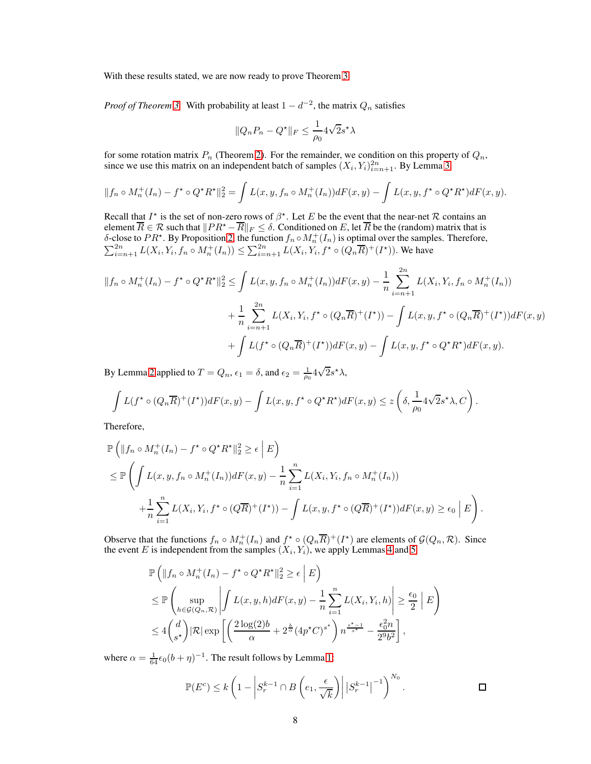With these results stated, we are now ready to prove Theorem 3.

*Proof of Theorem 3.* With probability at least $1 - d^{-2}$, the matrix $Q_n$ satisfies

$$\|Q_n P_n - Q^\star\|_F \leq \frac{1}{\rho_0} 4\sqrt{2} s^\star \lambda$$

for some rotation matrix $P_n$ (Theorem 2). For the remainder, we condition on this property of $Q_n$, since we use this matrix on an independent batch of samples $(X_i, Y_i)_{i=n+1}^{2n}$. By Lemma 3,

$$\|f_n \circ M_n^+(I_n) - f^\star \circ Q^\star R^\star\|_2^2 = \int L(x, y, f_n \circ M_n^+(I_n)) dF(x, y) - \int L(x, y, f^\star \circ Q^\star R^\star) dF(x, y).$$

Recall that $I^\star$ is the set of non-zero rows of $\beta^\star$. Let $E$ be the event that the near-net $\mathcal{R}$ contains an element $\overline{R} \in \mathcal{R}$ such that $\|PR^\star - \overline{R}\|_F \leq \delta$. Conditioned on $E$, let $\overline{R}$ be the (random) matrix that is $\delta$-close to $PR^\star$. By Proposition 2, the function $f_n \circ M_n^+(I_n)$ is optimal over the samples. Therefore, $\sum_{i=n+1}^{2n} L(X_i, Y_i, f_n \circ M_n^+(I_n)) \leq \sum_{i=n+1}^{2n} L(X_i, Y_i, f^\star \circ (Q_n \overline{R})^+(I^\star))$. We have

$$\begin{aligned}
\|f_n \circ M_n^+(I_n) - f^\star \circ Q^\star R^\star\|_2^2 \leq& \int L(x, y, f_n \circ M_n^+(I_n)) dF(x, y) - \frac{1}{n} \sum_{i=n+1}^{2n} L(X_i, Y_i, f_n \circ M_n^+(I_n)) \\
&+ \frac{1}{n} \sum_{i=n+1}^{2n} L(X_i, Y_i, f^\star \circ (Q_n \overline{R})^+(I^\star)) - \int L(x, y, f^\star \circ (Q_n \overline{R})^+(I^\star)) dF(x, y) \\
&+ \int L(f^\star \circ (Q_n \overline{R})^+(I^\star)) dF(x, y) - \int L(x, y, f^\star \circ Q^\star R^\star) dF(x, y).
\end{aligned}$$

By Lemma 2 applied to $T = Q_n$, $\epsilon_1 = \delta$, and $\epsilon_2 = \frac{1}{\rho_0} 4\sqrt{2} s^\star \lambda$,

$$\int L(f^\star \circ (Q_n \overline{R})^+(I^\star)) dF(x, y) - \int L(x, y, f^\star \circ Q^\star R^\star) dF(x, y) \leq z\left(\delta, \frac{1}{\rho_0} 4\sqrt{2} s^\star \lambda, C\right).$$

Therefore,

$$\begin{aligned}
&\mathbb{P}\left(\|f_n \circ M_n^+(I_n) - f^\star \circ Q^\star R^\star\|_2^2 \geq \epsilon \,\Big|\, E\right) \\
&\leq \mathbb{P}\Bigg(\int L(x, y, f_n \circ M_n^+(I_n)) dF(x, y) - \frac{1}{n} \sum_{i=1}^{n} L(X_i, Y_i, f_n \circ M_n^+(I_n)) \\
&\qquad + \frac{1}{n} \sum_{i=1}^{n} L(X_i, Y_i, f^\star \circ (Q \overline{R})^+(I^\star)) - \int L(x, y, f^\star \circ (Q \overline{R})^+(I^\star)) dF(x, y) \geq \epsilon_0 \,\Big|\, E\Bigg).
\end{aligned}$$

Observe that the functions $f_n \circ M_n^+(I_n)$ and $f^\star \circ (Q_n \overline{R})^+(I^\star)$ are elements of $\mathcal{G}(Q_n, \mathcal{R})$. Since the event $E$ is independent from the samples $(X_i, Y_i)$, we apply Lemmas 4 and 5:

$$\begin{aligned}
&\mathbb{P}\left(\|f_n \circ M_n^+(I_n) - f^\star \circ Q^\star R^\star\|_2^2 \geq \epsilon \,\Big|\, E\right) \\
&\leq \mathbb{P}\left(\sup_{h \in \mathcal{G}(Q_n, \mathcal{R})} \left| \int L(x, y, h) dF(x, y) - \frac{1}{n} \sum_{i=1}^{n} L(X_i, Y_i, h) \right| \geq \frac{\epsilon_0}{2} \,\Big|\, E\right) \\
&\leq 4 \binom{d}{s^\star} |\mathcal{R}| \exp\left[\left(\frac{2\log(2) b}{\alpha} + 2^{\frac{b}{\alpha}} (4 p^\star C)^{s^\star}\right) n^{\frac{s^\star - 1}{s^\star}} - \frac{\epsilon_0^2 n}{2^9 b^2}\right],
\end{aligned}$$

where $\alpha = \frac{1}{64} \epsilon_0 (b + \eta)^{-1}$. The result follows by Lemma 1:

$$\mathbb{P}(E^c) \leq k \left(1 - \left| S_r^{k-1} \cap B\left(e_1, \frac{\epsilon}{\sqrt{k}}\right) \right| \left| S_r^{k-1} \right|^{-1}\right)^{N_0}.$$

$\square$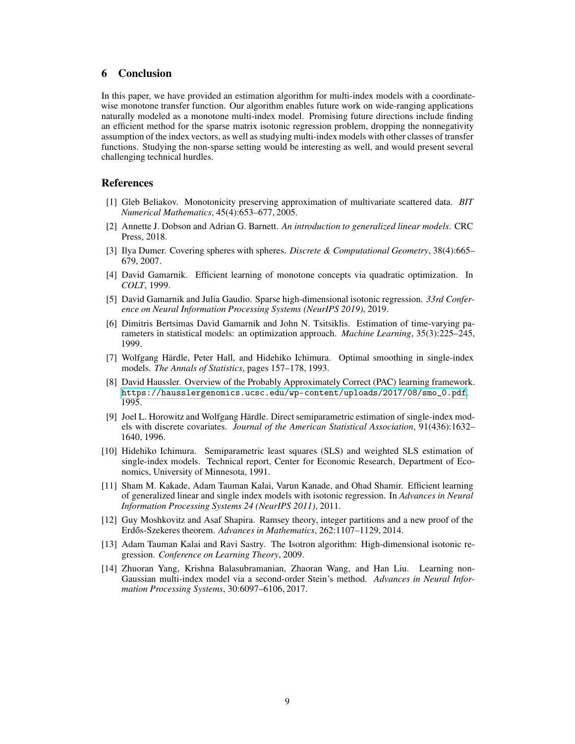## 6 Conclusion

In this paper, we have provided an estimation algorithm for multi-index models with a coordinate-wise monotone transfer function. Our algorithm enables future work on wide-ranging applications naturally modeled as a monotone multi-index model. Promising future directions include finding an efficient method for the sparse matrix isotonic regression problem, dropping the nonnegativity assumption of the index vectors, as well as studying multi-index models with other classes of transfer functions. Studying the non-sparse setting would be interesting as well, and would present several challenging technical hurdles.

## References

[1] Gleb Beliakov. Monotonicity preserving approximation of multivariate scattered data. *BIT Numerical Mathematics*, 45(4):653–677, 2005.

[2] Annette J. Dobson and Adrian G. Barnett. *An introduction to generalized linear models*. CRC Press, 2018.

[3] Ilya Dumer. Covering spheres with spheres. *Discrete & Computational Geometry*, 38(4):665–679, 2007.

[4] David Gamarnik. Efficient learning of monotone concepts via quadratic optimization. In *COLT*, 1999.

[5] David Gamarnik and Julia Gaudio. Sparse high-dimensional isotonic regression. *33rd Conference on Neural Information Processing Systems (NeurIPS 2019)*, 2019.

[6] Dimitris Bertsimas David Gamarnik and John N. Tsitsiklis. Estimation of time-varying parameters in statistical models: an optimization approach. *Machine Learning*, 35(3):225–245, 1999.

[7] Wolfgang Härdle, Peter Hall, and Hidehiko Ichimura. Optimal smoothing in single-index models. *The Annals of Statistics*, pages 157–178, 1993.

[8] David Haussler. Overview of the Probably Approximately Correct (PAC) learning framework. https://hausslergenomics.ucsc.edu/wp-content/uploads/2017/08/smo_0.pdf, 1995.

[9] Joel L. Horowitz and Wolfgang Härdle. Direct semiparametric estimation of single-index models with discrete covariates. *Journal of the American Statistical Association*, 91(436):1632–1640, 1996.

[10] Hidehiko Ichimura. Semiparametric least squares (SLS) and weighted SLS estimation of single-index models. Technical report, Center for Economic Research, Department of Economics, University of Minnesota, 1991.

[11] Sham M. Kakade, Adam Tauman Kalai, Varun Kanade, and Ohad Shamir. Efficient learning of generalized linear and single index models with isotonic regression. In *Advances in Neural Information Processing Systems 24 (NeurIPS 2011)*, 2011.

[12] Guy Moshkovitz and Asaf Shapira. Ramsey theory, integer partitions and a new proof of the Erdős-Szekeres theorem. *Advances in Mathematics*, 262:1107–1129, 2014.

[13] Adam Tauman Kalai and Ravi Sastry. The Isotron algorithm: High-dimensional isotonic regression. *Conference on Learning Theory*, 2009.

[14] Zhuoran Yang, Krishna Balasubramanian, Zhaoran Wang, and Han Liu. Learning non-Gaussian multi-index model via a second-order Stein's method. *Advances in Neural Information Processing Systems*, 30:6097–6106, 2017.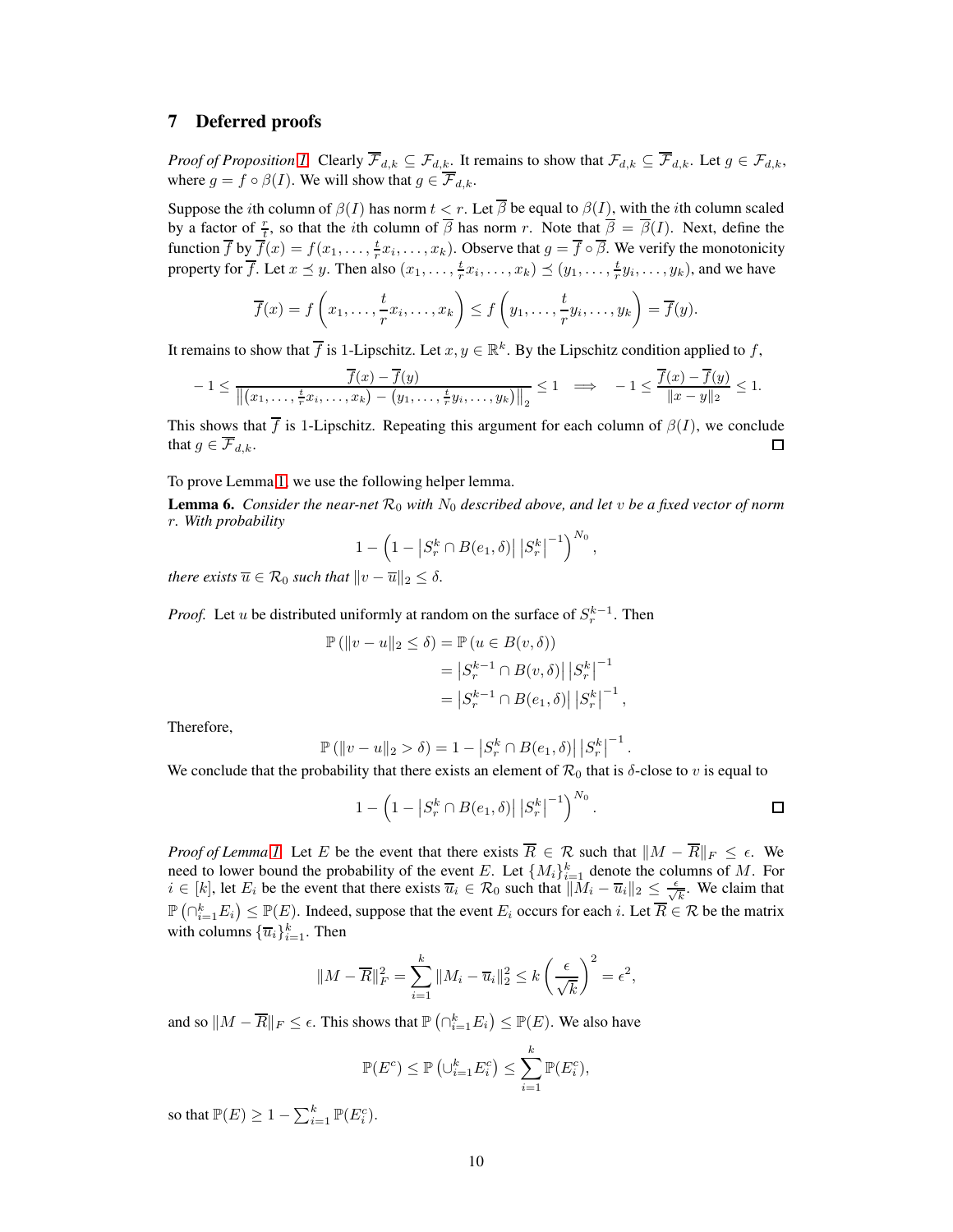# 7 Deferred proofs

*Proof of Proposition 1.* Clearly $\overline{\mathcal{F}}_{d,k} \subseteq \mathcal{F}_{d,k}$. It remains to show that $\mathcal{F}_{d,k} \subseteq \overline{\mathcal{F}}_{d,k}$. Let $g \in \mathcal{F}_{d,k}$, where $g = f \circ \beta(I)$. We will show that $g \in \overline{\mathcal{F}}_{d,k}$.

Suppose the $i$th column of $\beta(I)$ has norm $t < r$. Let $\overline{\beta}$ be equal to $\beta(I)$, with the $i$th column scaled by a factor of $\frac{r}{t}$, so that the $i$th column of $\overline{\beta}$ has norm $r$. Note that $\overline{\beta} = \overline{\beta}(I)$. Next, define the function $\overline{f}$ by $\overline{f}(x) = f(x_1, \ldots, \frac{t}{r}x_i, \ldots, x_k)$. Observe that $g = \overline{f} \circ \overline{\beta}$. We verify the monotonicity property for $\overline{f}$. Let $x \preceq y$. Then also $(x_1, \ldots, \frac{t}{r}x_i, \ldots, x_k) \preceq (y_1, \ldots, \frac{t}{r}y_i, \ldots, y_k)$, and we have

$$\overline{f}(x) = f\left(x_1, \ldots, \frac{t}{r}x_i, \ldots, x_k\right) \leq f\left(y_1, \ldots, \frac{t}{r}y_i, \ldots, y_k\right) = \overline{f}(y).$$

It remains to show that $\overline{f}$ is 1-Lipschitz. Let $x, y \in \mathbb{R}^k$. By the Lipschitz condition applied to $f$,

$$-1 \leq \frac{\overline{f}(x) - \overline{f}(y)}{\left\|(x_1, \ldots, \frac{t}{r}x_i, \ldots, x_k) - (y_1, \ldots, \frac{t}{r}y_i, \ldots, y_k)\right\|_2} \leq 1 \implies -1 \leq \frac{\overline{f}(x) - \overline{f}(y)}{\|x - y\|_2} \leq 1.$$

This shows that $\overline{f}$ is 1-Lipschitz. Repeating this argument for each column of $\beta(I)$, we conclude that $g \in \overline{\mathcal{F}}_{d,k}$. $\square$

To prove Lemma 1, we use the following helper lemma.

**Lemma 6.** *Consider the near-net $\mathcal{R}_0$ with $N_0$ described above, and let $v$ be a fixed vector of norm $r$. With probability*

$$1 - \left(1 - \left|S_r^k \cap B(e_1, \delta)\right| \left|S_r^k\right|^{-1}\right)^{N_0},$$

*there exists $\overline{u} \in \mathcal{R}_0$ such that $\|v - \overline{u}\|_2 \leq \delta$.*

*Proof.* Let $u$ be distributed uniformly at random on the surface of $S_r^{k-1}$. Then

$$\begin{aligned}
\mathbb{P}\left(\|v - u\|_2 \leq \delta\right) &= \mathbb{P}\left(u \in B(v, \delta)\right) \\
&= \left|S_r^{k-1} \cap B(v, \delta)\right| \left|S_r^k\right|^{-1} \\
&= \left|S_r^{k-1} \cap B(e_1, \delta)\right| \left|S_r^k\right|^{-1},
\end{aligned}$$

Therefore,

$$\mathbb{P}\left(\|v - u\|_2 > \delta\right) = 1 - \left|S_r^k \cap B(e_1, \delta)\right| \left|S_r^k\right|^{-1}.$$

We conclude that the probability that there exists an element of $\mathcal{R}_0$ that is $\delta$-close to $v$ is equal to

$$1 - \left(1 - \left|S_r^k \cap B(e_1, \delta)\right| \left|S_r^k\right|^{-1}\right)^{N_0}. \qquad \square$$

*Proof of Lemma 1.* Let $E$ be the event that there exists $\overline{R} \in \mathcal{R}$ such that $\|M - \overline{R}\|_F \leq \epsilon$. We need to lower bound the probability of the event $E$. Let $\{M_i\}_{i=1}^k$ denote the columns of $M$. For $i \in [k]$, let $E_i$ be the event that there exists $\overline{u}_i \in \mathcal{R}_0$ such that $\|M_i - \overline{u}_i\|_2 \leq \frac{\epsilon}{\sqrt{k}}$. We claim that $\mathbb{P}\left(\cap_{i=1}^k E_i\right) \leq \mathbb{P}(E)$. Indeed, suppose that the event $E_i$ occurs for each $i$. Let $\overline{R} \in \mathcal{R}$ be the matrix with columns $\{\overline{u}_i\}_{i=1}^k$. Then

$$\|M - \overline{R}\|_F^2 = \sum_{i=1}^k \|M_i - \overline{u}_i\|_2^2 \leq k\left(\frac{\epsilon}{\sqrt{k}}\right)^2 = \epsilon^2,$$

and so $\|M - \overline{R}\|_F \leq \epsilon$. This shows that $\mathbb{P}\left(\cap_{i=1}^k E_i\right) \leq \mathbb{P}(E)$. We also have

$$\mathbb{P}(E^c) \leq \mathbb{P}\left(\cup_{i=1}^k E_i^c\right) \leq \sum_{i=1}^k \mathbb{P}(E_i^c),$$

so that $\mathbb{P}(E) \geq 1 - \sum_{i=1}^k \mathbb{P}(E_i^c)$.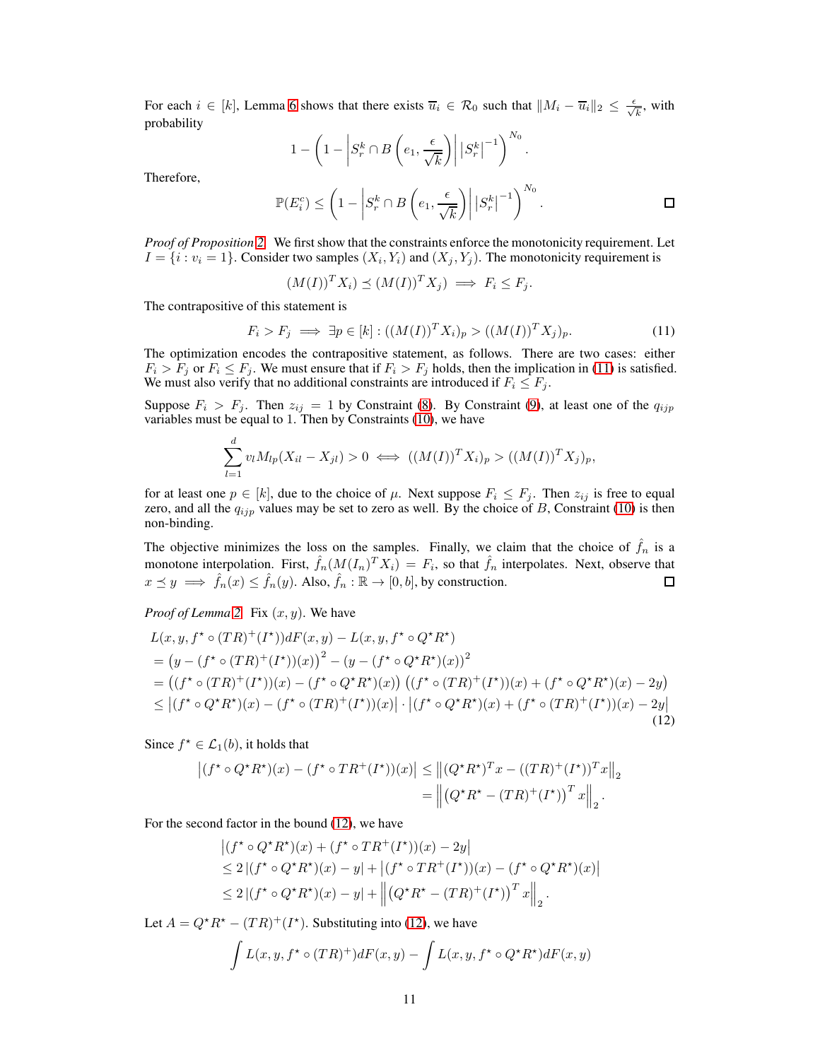For each $i \in [k]$, Lemma 6 shows that there exists $\overline{u}_i \in \mathcal{R}_0$ such that $\|M_i - \overline{u}_i\|_2 \leq \frac{\epsilon}{\sqrt{k}}$, with probability

$$1 - \left(1 - \left|S_r^k \cap B\left(e_1, \frac{\epsilon}{\sqrt{k}}\right)\right| \left|S_r^k\right|^{-1}\right)^{N_0}.$$

Therefore,

$$\mathbb{P}(E_i^c) \leq \left(1 - \left|S_r^k \cap B\left(e_1, \frac{\epsilon}{\sqrt{k}}\right)\right| \left|S_r^k\right|^{-1}\right)^{N_0}. \qquad \square$$

*Proof of Proposition 2.* We first show that the constraints enforce the monotonicity requirement. Let $I = \{i : v_i = 1\}$. Consider two samples $(X_i, Y_i)$ and $(X_j, Y_j)$. The monotonicity requirement is

$$(M(I))^T X_i) \preceq (M(I))^T X_j) \implies F_i \leq F_j.$$

The contrapositive of this statement is

$$F_i > F_j \implies \exists p \in [k] : ((M(I))^T X_i)_p > ((M(I))^T X_j)_p. \tag{11}$$

The optimization encodes the contrapositive statement, as follows. There are two cases: either $F_i > F_j$ or $F_i \leq F_j$. We must ensure that if $F_i > F_j$ holds, then the implication in (11) is satisfied. We must also verify that no additional constraints are introduced if $F_i \leq F_j$.

Suppose $F_i > F_j$. Then $z_{ij} = 1$ by Constraint (8). By Constraint (9), at least one of the $q_{ijp}$ variables must be equal to 1. Then by Constraints (10), we have

$$\sum_{l=1}^{d} v_l M_{lp}(X_{il} - X_{jl}) > 0 \iff ((M(I))^T X_i)_p > ((M(I))^T X_j)_p,$$

for at least one $p \in [k]$, due to the choice of $\mu$. Next suppose $F_i \leq F_j$. Then $z_{ij}$ is free to equal zero, and all the $q_{ijp}$ values may be set to zero as well. By the choice of $B$, Constraint (10) is then non-binding.

The objective minimizes the loss on the samples. Finally, we claim that the choice of $\hat{f}_n$ is a monotone interpolation. First, $\hat{f}_n(M(I_n)^T X_i) = F_i$, so that $\hat{f}_n$ interpolates. Next, observe that $x \preceq y \implies \hat{f}_n(x) \leq \hat{f}_n(y)$. Also, $\hat{f}_n : \mathbb{R} \to [0, b]$, by construction. $\square$

*Proof of Lemma 2.* Fix $(x, y)$. We have

$$\begin{aligned}
&L(x, y, f^\star \circ (TR)^+(I^\star))dF(x, y) - L(x, y, f^\star \circ Q^\star R^\star) \\
&= \left(y - (f^\star \circ (TR)^+(I^\star))(x)\right)^2 - (y - (f^\star \circ Q^\star R^\star)(x))^2 \\
&= \left((f^\star \circ (TR)^+(I^\star))(x) - (f^\star \circ Q^\star R^\star)(x)\right)\left((f^\star \circ (TR)^+(I^\star))(x) + (f^\star \circ Q^\star R^\star)(x) - 2y\right) \\
&\leq \left|(f^\star \circ Q^\star R^\star)(x) - (f^\star \circ (TR)^+(I^\star))(x)\right| \cdot \left|(f^\star \circ Q^\star R^\star)(x) + (f^\star \circ (TR)^+(I^\star))(x) - 2y\right|
\end{aligned} \tag{12}$$

Since $f^\star \in \mathcal{L}_1(b)$, it holds that

$$\begin{aligned}
\left|(f^\star \circ Q^\star R^\star)(x) - (f^\star \circ TR^+(I^\star))(x)\right| &\leq \left\|(Q^\star R^\star)^T x - ((TR)^+(I^\star))^T x\right\|_2 \\
&= \left\|\left(Q^\star R^\star - (TR)^+(I^\star)\right)^T x\right\|_2.
\end{aligned}$$

For the second factor in the bound (12), we have

$$\begin{aligned}
&\left|(f^\star \circ Q^\star R^\star)(x) + (f^\star \circ TR^+(I^\star))(x) - 2y\right| \\
&\leq 2\left|(f^\star \circ Q^\star R^\star)(x) - y\right| + \left|(f^\star \circ TR^+(I^\star))(x) - (f^\star \circ Q^\star R^\star)(x)\right| \\
&\leq 2\left|(f^\star \circ Q^\star R^\star)(x) - y\right| + \left\|\left(Q^\star R^\star - (TR)^+(I^\star)\right)^T x\right\|_2.
\end{aligned}$$

Let $A = Q^\star R^\star - (TR)^+(I^\star)$. Substituting into (12), we have

$$\int L(x, y, f^\star \circ (TR)^+)dF(x, y) - \int L(x, y, f^\star \circ Q^\star R^\star)dF(x, y)$$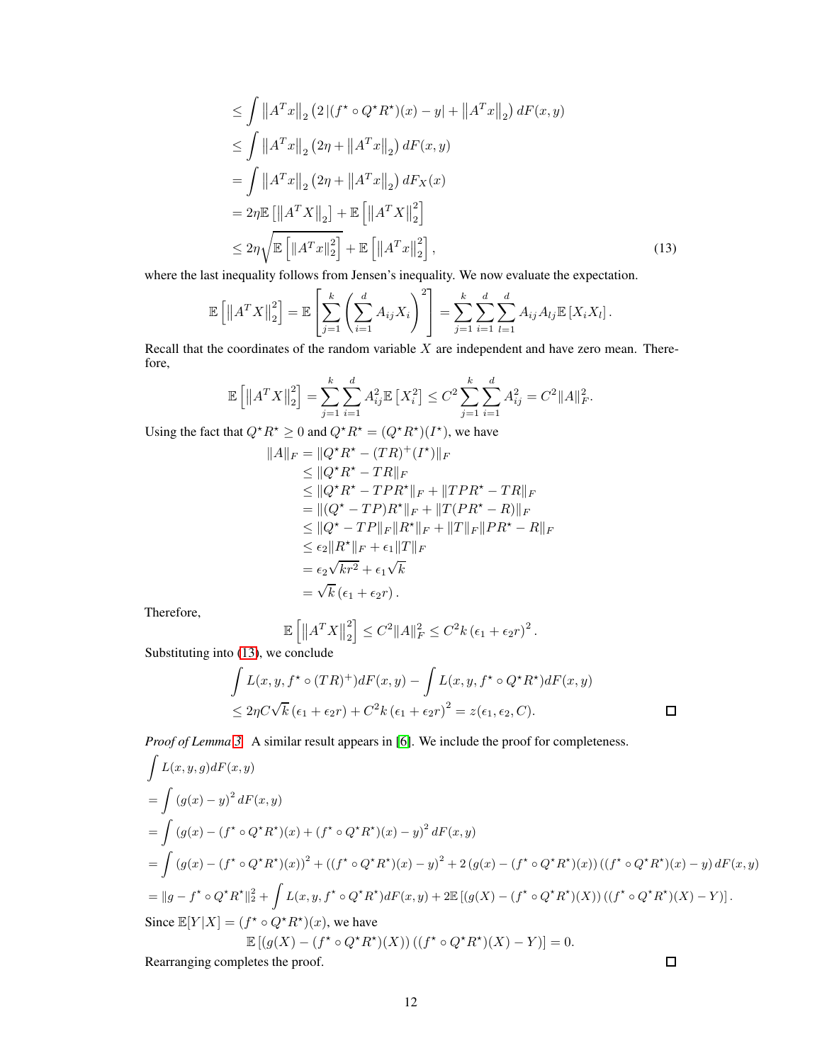$$
\begin{aligned}
&\leq \int \left\|A^T x\right\|_2 \left(2\left|(f^\star \circ Q^\star R^\star)(x) - y\right| + \left\|A^T x\right\|_2\right) dF(x,y) \\
&\leq \int \left\|A^T x\right\|_2 \left(2\eta + \left\|A^T x\right\|_2\right) dF(x,y) \\
&= \int \left\|A^T x\right\|_2 \left(2\eta + \left\|A^T x\right\|_2\right) dF_X(x) \\
&= 2\eta \mathbb{E}\left[\left\|A^T X\right\|_2\right] + \mathbb{E}\left[\left\|A^T X\right\|_2^2\right] \\
&\leq 2\eta \sqrt{\mathbb{E}\left[\left\|A^T x\right\|_2^2\right]} + \mathbb{E}\left[\left\|A^T x\right\|_2^2\right],
\end{aligned} \tag{13}
$$

where the last inequality follows from Jensen's inequality. We now evaluate the expectation.

$$
\mathbb{E}\left[\left\|A^T X\right\|_2^2\right] = \mathbb{E}\left[\sum_{j=1}^k \left(\sum_{i=1}^d A_{ij} X_i\right)^2\right] = \sum_{j=1}^k \sum_{i=1}^d \sum_{l=1}^d A_{ij} A_{lj} \mathbb{E}\left[X_i X_l\right].
$$

Recall that the coordinates of the random variable $X$ are independent and have zero mean. Therefore,

$$
\mathbb{E}\left[\left\|A^T X\right\|_2^2\right] = \sum_{j=1}^k \sum_{i=1}^d A_{ij}^2 \mathbb{E}\left[X_i^2\right] \leq C^2 \sum_{j=1}^k \sum_{i=1}^d A_{ij}^2 = C^2 \|A\|_F^2.
$$

Using the fact that $Q^\star R^\star \geq 0$ and $Q^\star R^\star = (Q^\star R^\star)(I^\star)$, we have

$$
\begin{aligned}
\|A\|_F &= \|Q^\star R^\star - (TR)^+(I^\star)\|_F \\
&\leq \|Q^\star R^\star - TR\|_F \\
&\leq \|Q^\star R^\star - TPR^\star\|_F + \|TPR^\star - TR\|_F \\
&= \|(Q^\star - TP)R^\star\|_F + \|T(PR^\star - R)\|_F \\
&\leq \|Q^\star - TP\|_F \|R^\star\|_F + \|T\|_F \|PR^\star - R\|_F \\
&\leq \epsilon_2 \|R^\star\|_F + \epsilon_1 \|T\|_F \\
&= \epsilon_2 \sqrt{kr^2} + \epsilon_1 \sqrt{k} \\
&= \sqrt{k}\left(\epsilon_1 + \epsilon_2 r\right).
\end{aligned}
$$

Therefore,

$$
\mathbb{E}\left[\left\|A^T X\right\|_2^2\right] \leq C^2 \|A\|_F^2 \leq C^2 k \left(\epsilon_1 + \epsilon_2 r\right)^2.
$$

Substituting into (13), we conclude

$$
\begin{aligned}
&\int L(x,y,f^\star \circ (TR)^+) dF(x,y) - \int L(x,y,f^\star \circ Q^\star R^\star) dF(x,y) \\
&\leq 2\eta C \sqrt{k}\left(\epsilon_1 + \epsilon_2 r\right) + C^2 k \left(\epsilon_1 + \epsilon_2 r\right)^2 = z(\epsilon_1, \epsilon_2, C).
\end{aligned}
$$

□

*Proof of Lemma 3.* A similar result appears in [6]. We include the proof for completeness.

$$
\begin{aligned}
&\int L(x,y,g) dF(x,y) \\
&= \int \left(g(x) - y\right)^2 dF(x,y) \\
&= \int \left(g(x) - (f^\star \circ Q^\star R^\star)(x) + (f^\star \circ Q^\star R^\star)(x) - y\right)^2 dF(x,y) \\
&= \int \left(g(x) - (f^\star \circ Q^\star R^\star)(x)\right)^2 + \left((f^\star \circ Q^\star R^\star)(x) - y\right)^2 + 2\left(g(x) - (f^\star \circ Q^\star R^\star)(x)\right)\left((f^\star \circ Q^\star R^\star)(x) - y\right) dF(x,y) \\
&= \|g - f^\star \circ Q^\star R^\star\|_2^2 + \int L(x,y,f^\star \circ Q^\star R^\star) dF(x,y) + 2\mathbb{E}\left[\left(g(X) - (f^\star \circ Q^\star R^\star)(X)\right)\left((f^\star \circ Q^\star R^\star)(X) - Y\right)\right].
\end{aligned}
$$

Since $\mathbb{E}[Y|X] = (f^\star \circ Q^\star R^\star)(x)$, we have

$$
\mathbb{E}\left[\left(g(X) - (f^\star \circ Q^\star R^\star)(X)\right)\left((f^\star \circ Q^\star R^\star)(X) - Y\right)\right] = 0.
$$

Rearranging completes the proof. □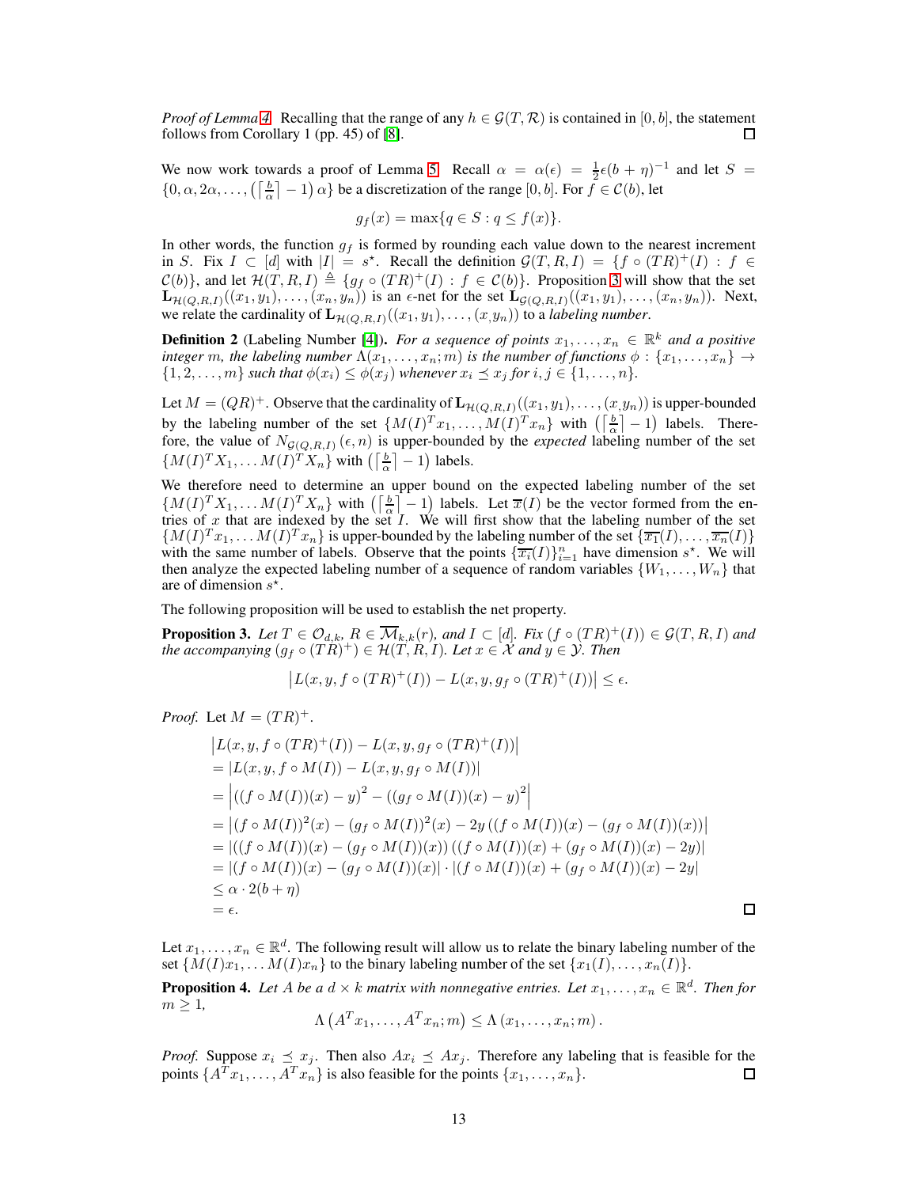*Proof of Lemma 4.* Recalling that the range of any $h \in \mathcal{G}(T, \mathcal{R})$ is contained in $[0, b]$, the statement follows from Corollary 1 (pp. 45) of [8]. $\square$

We now work towards a proof of Lemma 5. Recall $\alpha = \alpha(\epsilon) = \frac{1}{2}\epsilon(b+\eta)^{-1}$ and let $S = \{0, \alpha, 2\alpha, \ldots, \left(\left\lceil \frac{b}{\alpha} \right\rceil - 1\right)\alpha\}$ be a discretization of the range $[0, b]$. For $f \in \mathcal{C}(b)$, let

$$g_f(x) = \max\{q \in S : q \leq f(x)\}.$$

In other words, the function $g_f$ is formed by rounding each value down to the nearest increment in $S$. Fix $I \subset [d]$ with $|I| = s^\star$. Recall the definition $\mathcal{G}(T, R, I) = \{f \circ (TR)^+(I) : f \in \mathcal{C}(b)\}$, and let $\mathcal{H}(T, R, I) \triangleq \{g_f \circ (TR)^+(I) : f \in \mathcal{C}(b)\}$. Proposition 3 will show that the set $\mathbf{L}_{\mathcal{H}(Q,R,I)}((x_1, y_1), \ldots, (x_n, y_n))$ is an $\epsilon$-net for the set $\mathbf{L}_{\mathcal{G}(Q,R,I)}((x_1, y_1), \ldots, (x_n, y_n))$. Next, we relate the cardinality of $\mathbf{L}_{\mathcal{H}(Q,R,I)}((x_1, y_1), \ldots, (x, y_n))$ to a *labeling number*.

**Definition 2** (Labeling Number [4]). *For a sequence of points $x_1, \ldots, x_n \in \mathbb{R}^k$ and a positive integer $m$, the labeling number $\Lambda(x_1, \ldots, x_n; m)$ is the number of functions $\phi : \{x_1, \ldots, x_n\} \to \{1, 2, \ldots, m\}$ such that $\phi(x_i) \leq \phi(x_j)$ whenever $x_i \preceq x_j$ for $i, j \in \{1, \ldots, n\}$.*

Let $M = (QR)^+$. Observe that the cardinality of $\mathbf{L}_{\mathcal{H}(Q,R,I)}((x_1, y_1), \ldots, (x, y_n))$ is upper-bounded by the labeling number of the set $\{M(I)^T x_1, \ldots, M(I)^T x_n\}$ with $\left(\left\lceil \frac{b}{\alpha} \right\rceil - 1\right)$ labels. Therefore, the value of $N_{\mathcal{G}(Q,R,I)}(\epsilon, n)$ is upper-bounded by the *expected* labeling number of the set $\{M(I)^T X_1, \ldots M(I)^T X_n\}$ with $\left(\left\lceil \frac{b}{\alpha} \right\rceil - 1\right)$ labels.

We therefore need to determine an upper bound on the expected labeling number of the set $\{M(I)^T X_1, \ldots M(I)^T X_n\}$ with $\left(\left\lceil \frac{b}{\alpha} \right\rceil - 1\right)$ labels. Let $\overline{x}(I)$ be the vector formed from the entries of $x$ that are indexed by the set $I$. We will first show that the labeling number of the set $\{M(I)^T x_1, \ldots M(I)^T x_n\}$ is upper-bounded by the labeling number of the set $\{\overline{x_1}(I), \ldots, \overline{x_n}(I)\}$ with the same number of labels. Observe that the points $\{\overline{x_i}(I)\}_{i=1}^n$ have dimension $s^\star$. We will then analyze the expected labeling number of a sequence of random variables $\{W_1, \ldots, W_n\}$ that are of dimension $s^\star$.

The following proposition will be used to establish the net property.

**Proposition 3.** *Let $T \in \mathcal{O}_{d,k}$, $R \in \overline{\mathcal{M}}_{k,k}(r)$, and $I \subset [d]$. Fix $(f \circ (TR)^+(I)) \in \mathcal{G}(T, R, I)$ and the accompanying $(g_f \circ (TR)^+) \in \mathcal{H}(T, R, I)$. Let $x \in \mathcal{X}$ and $y \in \mathcal{Y}$. Then*

$$\left| L(x, y, f \circ (TR)^+(I)) - L(x, y, g_f \circ (TR)^+(I)) \right| \leq \epsilon.$$

*Proof.* Let $M = (TR)^+$.

$$\begin{aligned}
&\left| L(x, y, f \circ (TR)^+(I)) - L(x, y, g_f \circ (TR)^+(I)) \right| \\
&= |L(x, y, f \circ M(I)) - L(x, y, g_f \circ M(I))| \\
&= \left| ((f \circ M(I))(x) - y)^2 - ((g_f \circ M(I))(x) - y)^2 \right| \\
&= \left| (f \circ M(I))^2(x) - (g_f \circ M(I))^2(x) - 2y\left((f \circ M(I))(x) - (g_f \circ M(I))(x)\right) \right| \\
&= \left| ((f \circ M(I))(x) - (g_f \circ M(I))(x))\left((f \circ M(I))(x) + (g_f \circ M(I))(x) - 2y\right) \right| \\
&= |(f \circ M(I))(x) - (g_f \circ M(I))(x)| \cdot |(f \circ M(I))(x) + (g_f \circ M(I))(x) - 2y| \\
&\leq \alpha \cdot 2(b + \eta) \\
&= \epsilon.
\end{aligned}$$

$\square$

Let $x_1, \ldots, x_n \in \mathbb{R}^d$. The following result will allow us to relate the binary labeling number of the set $\{M(I)x_1, \ldots M(I)x_n\}$ to the binary labeling number of the set $\{x_1(I), \ldots, x_n(I)\}$.

**Proposition 4.** *Let $A$ be a $d \times k$ matrix with nonnegative entries. Let $x_1, \ldots, x_n \in \mathbb{R}^d$. Then for $m \geq 1$,*

$$\Lambda\left(A^T x_1, \ldots, A^T x_n; m\right) \leq \Lambda\left(x_1, \ldots, x_n; m\right).$$

*Proof.* Suppose $x_i \preceq x_j$. Then also $Ax_i \preceq Ax_j$. Therefore any labeling that is feasible for the points $\{A^T x_1, \ldots, A^T x_n\}$ is also feasible for the points $\{x_1, \ldots, x_n\}$. $\square$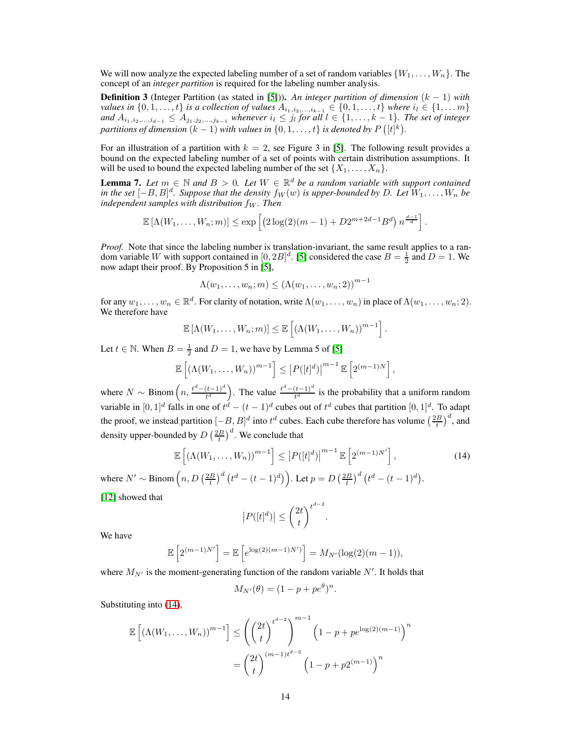We will now analyze the expected labeling number of a set of random variables $\{W_1, \ldots, W_n\}$. The concept of an *integer partition* is required for the labeling number analysis.

**Definition 3** (Integer Partition (as stated in [5])). *An integer partition of dimension $(k-1)$ with values in $\{0, 1, \ldots, t\}$ is a collection of values $A_{i_1, i_2, \ldots, i_{k-1}} \in \{0, 1, \ldots, t\}$ where $i_l \in \{1, \ldots m\}$ and $A_{i_1, i_2, \ldots, i_{d-1}} \leq A_{j_1, j_2, \ldots, j_{k-1}}$ whenever $i_l \leq j_l$ for all $l \in \{1, \ldots, k-1\}$. The set of integer partitions of dimension $(k-1)$ with values in $\{0, 1, \ldots, t\}$ is denoted by $P\left([t]^k\right)$.*

For an illustration of a partition with $k = 2$, see Figure 3 in [5]. The following result provides a bound on the expected labeling number of a set of points with certain distribution assumptions. It will be used to bound the expected labeling number of the set $\{X_1, \ldots, X_n\}$.

**Lemma 7.** *Let $m \in \mathbb{N}$ and $B > 0$. Let $W \in \mathbb{R}^d$ be a random variable with support contained in the set $[-B, B]^d$. Suppose that the density $f_W(w)$ is upper-bounded by $D$. Let $W_1, \ldots, W_n$ be independent samples with distribution $f_W$. Then*

$$\mathbb{E}\left[\Lambda(W_1, \ldots, W_n; m)\right] \leq \exp\left[\left(2\log(2)(m-1) + D2^{m+2d-1}B^d\right) n^{\frac{d-1}{d}}\right].$$

*Proof.* Note that since the labeling number is translation-invariant, the same result applies to a random variable $W$ with support contained in $[0, 2B]^d$. [5] considered the case $B = \frac{1}{2}$ and $D = 1$. We now adapt their proof. By Proposition 5 in [5],

$$\Lambda(w_1, \ldots, w_n; m) \leq \left(\Lambda(w_1, \ldots, w_n; 2)\right)^{m-1}$$

for any $w_1, \ldots, w_n \in \mathbb{R}^d$. For clarity of notation, write $\Lambda(w_1, \ldots, w_n)$ in place of $\Lambda(w_1, \ldots, w_n; 2)$. We therefore have

$$\mathbb{E}\left[\Lambda(W_1, \ldots, W_n; m)\right] \leq \mathbb{E}\left[\left(\Lambda(W_1, \ldots, W_n)\right)^{m-1}\right].$$

Let $t \in \mathbb{N}$. When $B = \frac{1}{2}$ and $D = 1$, we have by Lemma 5 of [5]

$$\mathbb{E}\left[\left(\Lambda(W_1, \ldots, W_n)\right)^{m-1}\right] \leq \left|P([t]^d)\right|^{m-1} \mathbb{E}\left[2^{(m-1)N}\right],$$

where $N \sim \text{Binom}\left(n, \frac{t^d - (t-1)^d}{t^d}\right)$. The value $\frac{t^d - (t-1)^d}{t^d}$ is the probability that a uniform random variable in $[0,1]^d$ falls in one of $t^d - (t-1)^d$ cubes out of $t^d$ cubes that partition $[0,1]^d$. To adapt the proof, we instead partition $[-B, B]^d$ into $t^d$ cubes. Each cube therefore has volume $\left(\frac{2B}{t}\right)^d$, and density upper-bounded by $D\left(\frac{2B}{t}\right)^d$. We conclude that

$$\mathbb{E}\left[\left(\Lambda(W_1, \ldots, W_n)\right)^{m-1}\right] \leq \left|P([t]^d)\right|^{m-1} \mathbb{E}\left[2^{(m-1)N'}\right], \tag{14}$$

where $N' \sim \text{Binom}\left(n, D\left(\frac{2B}{t}\right)^d \left(t^d - (t-1)^d\right)\right)$. Let $p = D\left(\frac{2B}{t}\right)^d \left(t^d - (t-1)^d\right)$.

[12] showed that

$$\left|P([t]^d)\right| \leq \binom{2t}{t}^{t^{d-2}}.$$

We have

$$\mathbb{E}\left[2^{(m-1)N'}\right] = \mathbb{E}\left[e^{\log(2)(m-1)N'}\right] = M_{N'}(\log(2)(m-1)),$$

where $M_{N'}$ is the moment-generating function of the random variable $N'$. It holds that

$$M_{N'}(\theta) = (1 - p + pe^{\theta})^n.$$

Substituting into (14),

$$\begin{aligned}
\mathbb{E}\left[\left(\Lambda(W_1, \ldots, W_n)\right)^{m-1}\right] &\leq \left(\binom{2t}{t}^{t^{d-2}}\right)^{m-1} \left(1 - p + pe^{\log(2)(m-1)}\right)^n \\
&= \binom{2t}{t}^{(m-1)t^{d-2}} \left(1 - p + p2^{(m-1)}\right)^n
\end{aligned}$$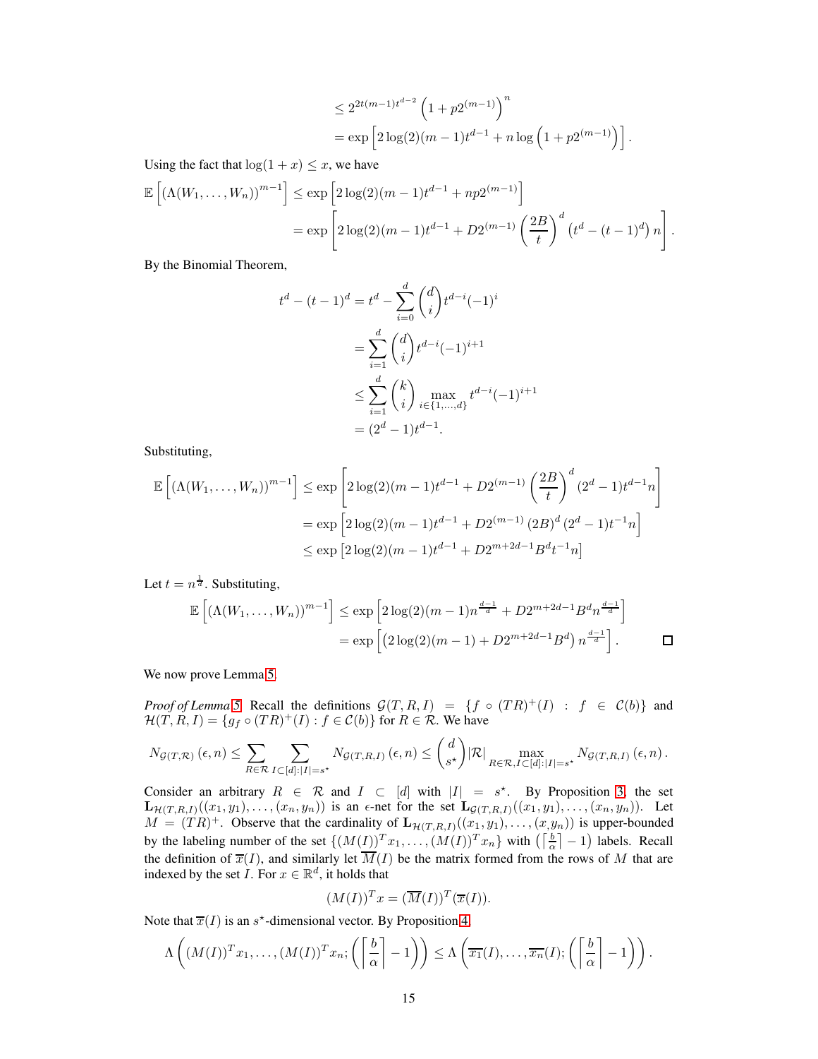$$
\begin{aligned}
&\leq 2^{2t(m-1)t^{d-2}} \left(1 + p2^{(m-1)}\right)^n \\
&= \exp\left[2\log(2)(m-1)t^{d-1} + n\log\left(1 + p2^{(m-1)}\right)\right].
\end{aligned}
$$

Using the fact that $\log(1+x) \leq x$, we have

$$
\begin{aligned}
\mathbb{E}\left[\left(\Lambda(W_1,\ldots,W_n)\right)^{m-1}\right] &\leq \exp\left[2\log(2)(m-1)t^{d-1} + np2^{(m-1)}\right] \\
&= \exp\left[2\log(2)(m-1)t^{d-1} + D2^{(m-1)}\left(\frac{2B}{t}\right)^d \left(t^d - (t-1)^d\right) n\right].
\end{aligned}
$$

By the Binomial Theorem,

$$
\begin{aligned}
t^d - (t-1)^d &= t^d - \sum_{i=0}^{d} \binom{d}{i} t^{d-i}(-1)^i \\
&= \sum_{i=1}^{d} \binom{d}{i} t^{d-i}(-1)^{i+1} \\
&\leq \sum_{i=1}^{d} \binom{k}{i} \max_{i\in\{1,\ldots,d\}} t^{d-i}(-1)^{i+1} \\
&= (2^d - 1)t^{d-1}.
\end{aligned}
$$

Substituting,

$$
\begin{aligned}
\mathbb{E}\left[\left(\Lambda(W_1,\ldots,W_n)\right)^{m-1}\right] &\leq \exp\left[2\log(2)(m-1)t^{d-1} + D2^{(m-1)}\left(\frac{2B}{t}\right)^d (2^d-1)t^{d-1}n\right] \\
&= \exp\left[2\log(2)(m-1)t^{d-1} + D2^{(m-1)}(2B)^d(2^d-1)t^{-1}n\right] \\
&\leq \exp\left[2\log(2)(m-1)t^{d-1} + D2^{m+2d-1}B^d t^{-1}n\right]
\end{aligned}
$$

Let $t = n^{\frac{1}{d}}$. Substituting,

$$
\begin{aligned}
\mathbb{E}\left[\left(\Lambda(W_1,\ldots,W_n)\right)^{m-1}\right] &\leq \exp\left[2\log(2)(m-1)n^{\frac{d-1}{d}} + D2^{m+2d-1}B^d n^{\frac{d-1}{d}}\right] \\
&= \exp\left[\left(2\log(2)(m-1) + D2^{m+2d-1}B^d\right) n^{\frac{d-1}{d}}\right]. \qquad \square
\end{aligned}
$$

We now prove Lemma 5.

*Proof of Lemma 5.* Recall the definitions $\mathcal{G}(T,R,I) = \{f \circ (TR)^+(I) : f \in \mathcal{C}(b)\}$ and $\mathcal{H}(T,R,I) = \{g_f \circ (TR)^+(I) : f \in \mathcal{C}(b)\}$ for $R \in \mathcal{R}$. We have

$$
N_{\mathcal{G}(T,\mathcal{R})}(\epsilon, n) \leq \sum_{R\in\mathcal{R}} \sum_{I\subset[d]:|I|=s^\star} N_{\mathcal{G}(T,R,I)}(\epsilon,n) \leq \binom{d}{s^\star}|\mathcal{R}| \max_{R\in\mathcal{R}, I\subset[d]:|I|=s^\star} N_{\mathcal{G}(T,R,I)}(\epsilon,n).
$$

Consider an arbitrary $R \in \mathcal{R}$ and $I \subset [d]$ with $|I| = s^\star$. By Proposition 3, the set $\mathbf{L}_{\mathcal{H}(T,R,I)}((x_1,y_1),\ldots,(x_n,y_n))$ is an $\epsilon$-net for the set $\mathbf{L}_{\mathcal{G}(T,R,I)}((x_1,y_1),\ldots,(x_n,y_n))$. Let $M = (TR)^+$. Observe that the cardinality of $\mathbf{L}_{\mathcal{H}(T,R,I)}((x_1,y_1),\ldots,(x_,y_n))$ is upper-bounded by the labeling number of the set $\{(M(I))^T x_1, \ldots, (M(I))^T x_n\}$ with $\left(\left\lceil \frac{b}{\alpha} \right\rceil - 1\right)$ labels. Recall the definition of $\overline{x}(I)$, and similarly let $\overline{M}(I)$ be the matrix formed from the rows of $M$ that are indexed by the set $I$. For $x \in \mathbb{R}^d$, it holds that

$$
(M(I))^T x = (\overline{M}(I))^T(\overline{x}(I)).
$$

Note that $\overline{x}(I)$ is an $s^\star$-dimensional vector. By Proposition 4

$$
\Lambda\left((M(I))^T x_1, \ldots, (M(I))^T x_n; \left(\left\lceil \frac{b}{\alpha} \right\rceil - 1\right)\right) \leq \Lambda\left(\overline{x_1}(I), \ldots, \overline{x_n}(I); \left(\left\lceil \frac{b}{\alpha} \right\rceil - 1\right)\right).
$$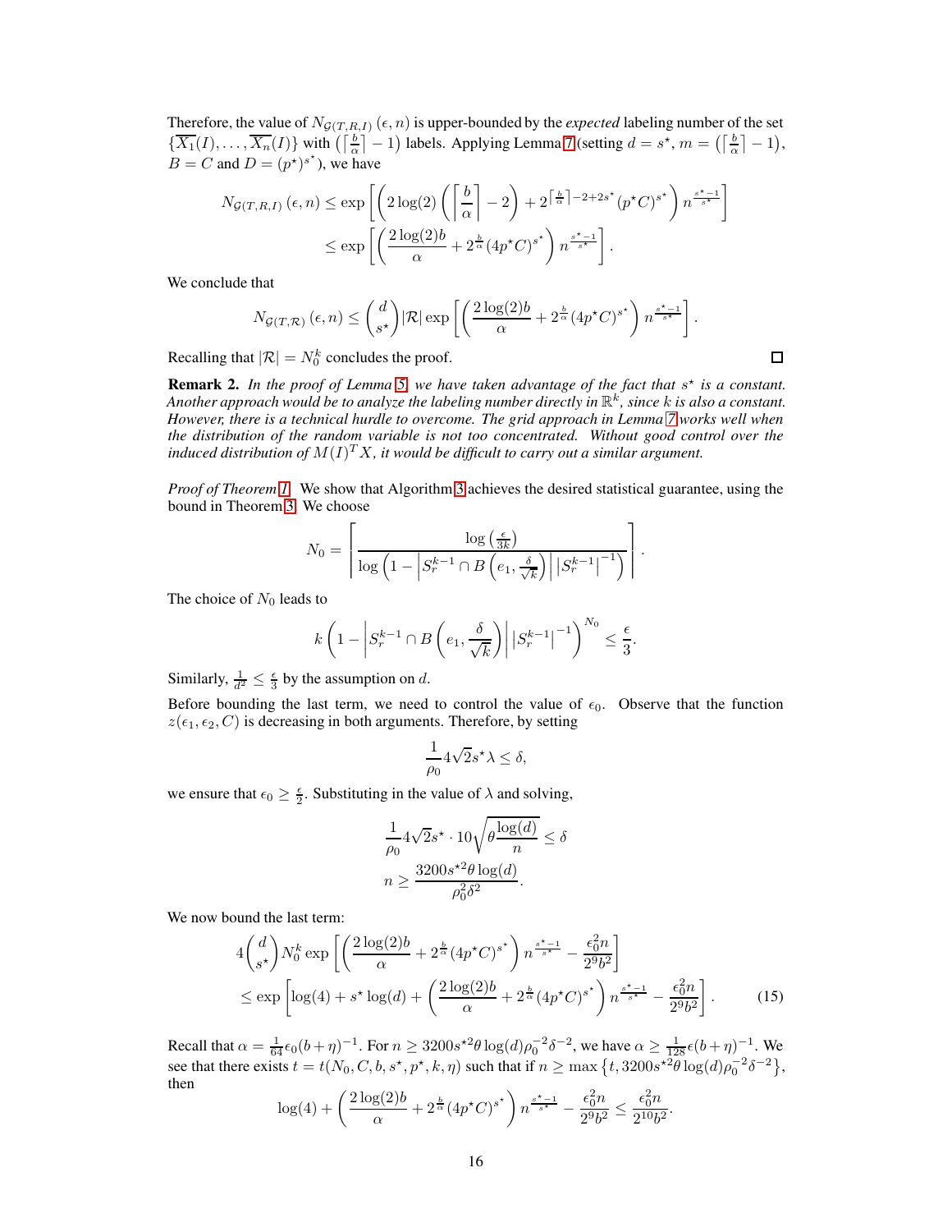Therefore, the value of $N_{\mathcal{G}(T,R,I)}(\epsilon, n)$ is upper-bounded by the *expected* labeling number of the set $\{\overline{X_1}(I), \ldots, \overline{X_n}(I)\}$ with $\left(\left\lceil \frac{b}{\alpha} \right\rceil - 1\right)$ labels. Applying Lemma 7 (setting $d = s^\star$, $m = \left(\left\lceil \frac{b}{\alpha} \right\rceil - 1\right)$, $B = C$ and $D = (p^\star)^{s^\star}$), we have

$$N_{\mathcal{G}(T,R,I)}(\epsilon, n) \leq \exp\left[\left(2\log(2)\left(\left\lceil \frac{b}{\alpha} \right\rceil - 2\right) + 2^{\left\lceil \frac{b}{\alpha} \right\rceil - 2 + 2s^\star}(p^\star C)^{s^\star}\right) n^{\frac{s^\star - 1}{s^\star}}\right]$$
$$\leq \exp\left[\left(\frac{2\log(2)b}{\alpha} + 2^{\frac{b}{\alpha}}(4p^\star C)^{s^\star}\right) n^{\frac{s^\star - 1}{s^\star}}\right].$$

We conclude that

$$N_{\mathcal{G}(T,\mathcal{R})}(\epsilon, n) \leq \binom{d}{s^\star}|\mathcal{R}| \exp\left[\left(\frac{2\log(2)b}{\alpha} + 2^{\frac{b}{\alpha}}(4p^\star C)^{s^\star}\right) n^{\frac{s^\star - 1}{s^\star}}\right].$$

Recalling that $|\mathcal{R}| = N_0^k$ concludes the proof. □

**Remark 2.** *In the proof of Lemma 5, we have taken advantage of the fact that $s^\star$ is a constant. Another approach would be to analyze the labeling number directly in $\mathbb{R}^k$, since $k$ is also a constant. However, there is a technical hurdle to overcome. The grid approach in Lemma 7 works well when the distribution of the random variable is not too concentrated. Without good control over the induced distribution of $M(I)^T X$, it would be difficult to carry out a similar argument.*

*Proof of Theorem 1.* We show that Algorithm 3 achieves the desired statistical guarantee, using the bound in Theorem 3. We choose

$$N_0 = \left\lceil \frac{\log\left(\frac{\epsilon}{3k}\right)}{\log\left(1 - \left|S_r^{k-1} \cap B\left(e_1, \frac{\delta}{\sqrt{k}}\right)\right| \left|S_r^{k-1}\right|^{-1}\right)} \right\rceil.$$

The choice of $N_0$ leads to

$$k\left(1 - \left|S_r^{k-1} \cap B\left(e_1, \frac{\delta}{\sqrt{k}}\right)\right| \left|S_r^{k-1}\right|^{-1}\right)^{N_0} \leq \frac{\epsilon}{3}.$$

Similarly, $\frac{1}{d^2} \leq \frac{\epsilon}{3}$ by the assumption on $d$.

Before bounding the last term, we need to control the value of $\epsilon_0$. Observe that the function $z(\epsilon_1, \epsilon_2, C)$ is decreasing in both arguments. Therefore, by setting

$$\frac{1}{\rho_0} 4\sqrt{2} s^\star \lambda \leq \delta,$$

we ensure that $\epsilon_0 \geq \frac{\epsilon}{2}$. Substituting in the value of $\lambda$ and solving,

$$\frac{1}{\rho_0} 4\sqrt{2} s^\star \cdot 10\sqrt{\theta \frac{\log(d)}{n}} \leq \delta$$
$$n \geq \frac{3200 s^{\star 2} \theta \log(d)}{\rho_0^2 \delta^2}.$$

We now bound the last term:

$$4\binom{d}{s^\star} N_0^k \exp\left[\left(\frac{2\log(2)b}{\alpha} + 2^{\frac{b}{\alpha}}(4p^\star C)^{s^\star}\right) n^{\frac{s^\star - 1}{s^\star}} - \frac{\epsilon_0^2 n}{2^9 b^2}\right]$$
$$\leq \exp\left[\log(4) + s^\star \log(d) + \left(\frac{2\log(2)b}{\alpha} + 2^{\frac{b}{\alpha}}(4p^\star C)^{s^\star}\right) n^{\frac{s^\star - 1}{s^\star}} - \frac{\epsilon_0^2 n}{2^9 b^2}\right]. \quad (15)$$

Recall that $\alpha = \frac{1}{64}\epsilon_0(b + \eta)^{-1}$. For $n \geq 3200 s^{\star 2} \theta \log(d) \rho_0^{-2} \delta^{-2}$, we have $\alpha \geq \frac{1}{128}\epsilon(b + \eta)^{-1}$. We see that there exists $t = t(N_0, C, b, s^\star, p^\star, k, \eta)$ such that if $n \geq \max\left\{t, 3200 s^{\star 2} \theta \log(d) \rho_0^{-2} \delta^{-2}\right\}$, then

$$\log(4) + \left(\frac{2\log(2)b}{\alpha} + 2^{\frac{b}{\alpha}}(4p^\star C)^{s^\star}\right) n^{\frac{s^\star - 1}{s^\star}} - \frac{\epsilon_0^2 n}{2^9 b^2} \leq \frac{\epsilon_0^2 n}{2^{10} b^2}.$$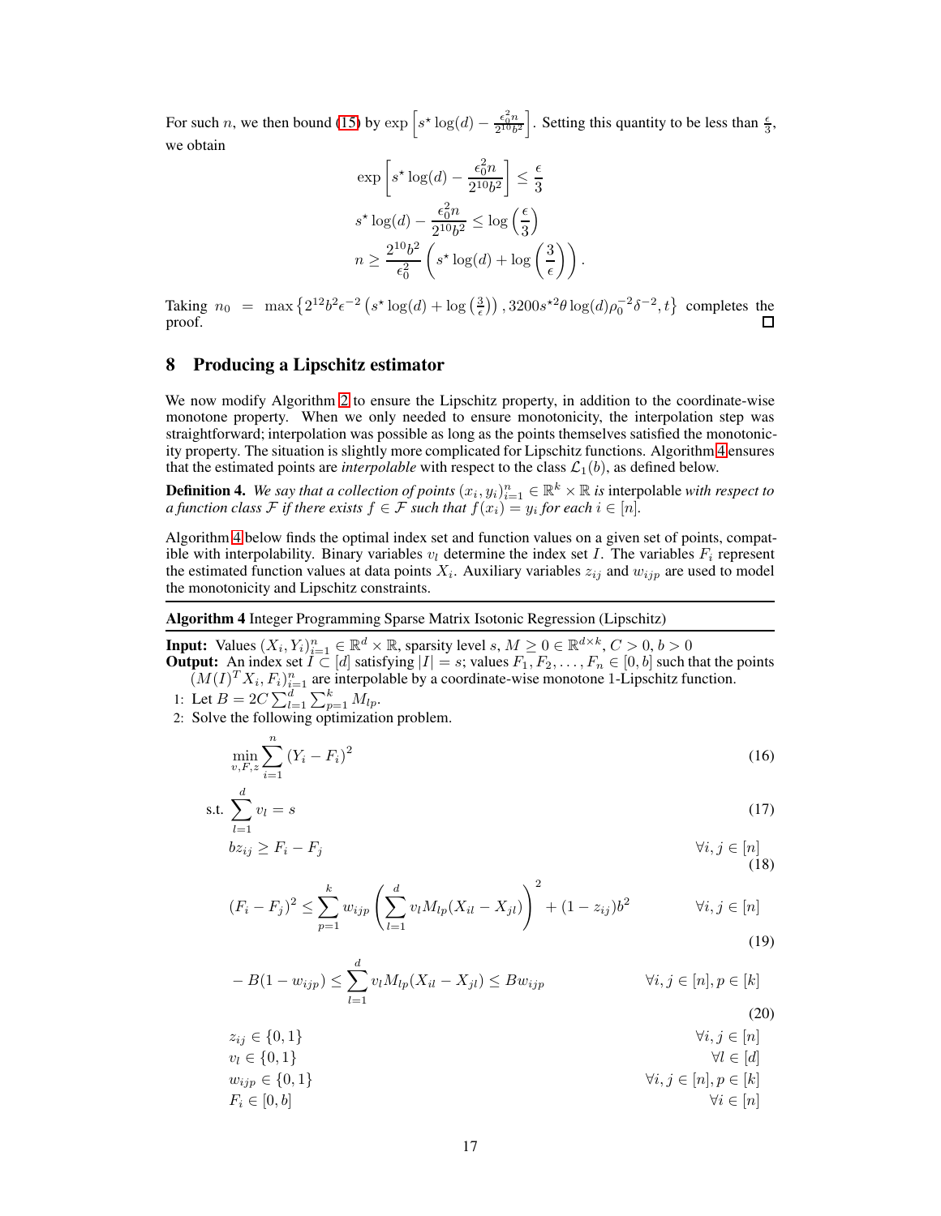For such $n$, we then bound (15) by $\exp\left[s^\star \log(d) - \frac{\epsilon_0^2 n}{2^{10} b^2}\right]$. Setting this quantity to be less than $\frac{\epsilon}{3}$, we obtain

$$
\begin{aligned}
\exp\left[s^\star \log(d) - \frac{\epsilon_0^2 n}{2^{10} b^2}\right] &\leq \frac{\epsilon}{3} \\
s^\star \log(d) - \frac{\epsilon_0^2 n}{2^{10} b^2} &\leq \log\left(\frac{\epsilon}{3}\right) \\
n &\geq \frac{2^{10} b^2}{\epsilon_0^2}\left(s^\star \log(d) + \log\left(\frac{3}{\epsilon}\right)\right).
\end{aligned}
$$

Taking $n_0 = \max\left\{2^{12} b^2 \epsilon^{-2}\left(s^\star \log(d) + \log\left(\frac{3}{\epsilon}\right)\right), 3200 s^{\star 2} \theta \log(d) \rho_0^{-2} \delta^{-2}, t\right\}$ completes the proof. □

## 8 Producing a Lipschitz estimator

We now modify Algorithm 2 to ensure the Lipschitz property, in addition to the coordinate-wise monotone property. When we only needed to ensure monotonicity, the interpolation step was straightforward; interpolation was possible as long as the points themselves satisfied the monotonicity property. The situation is slightly more complicated for Lipschitz functions. Algorithm 4 ensures that the estimated points are *interpolable* with respect to the class $\mathcal{L}_1(b)$, as defined below.

**Definition 4.** *We say that a collection of points $(x_i, y_i)_{i=1}^n \in \mathbb{R}^k \times \mathbb{R}$ is* interpolable *with respect to a function class $\mathcal{F}$ if there exists $f \in \mathcal{F}$ such that $f(x_i) = y_i$ for each $i \in [n]$.*

Algorithm 4 below finds the optimal index set and function values on a given set of points, compatible with interpolability. Binary variables $v_l$ determine the index set $I$. The variables $F_i$ represent the estimated function values at data points $X_i$. Auxiliary variables $z_{ij}$ and $w_{ijp}$ are used to model the monotonicity and Lipschitz constraints.

**Algorithm 4** Integer Programming Sparse Matrix Isotonic Regression (Lipschitz)

**Input:** Values $(X_i, Y_i)_{i=1}^n \in \mathbb{R}^d \times \mathbb{R}$, sparsity level $s$, $M \geq 0 \in \mathbb{R}^{d \times k}$, $C > 0$, $b > 0$

**Output:** An index set $I \subset [d]$ satisfying $|I| = s$; values $F_1, F_2, \ldots, F_n \in [0, b]$ such that the points $(M(I)^T X_i, F_i)_{i=1}^n$ are interpolable by a coordinate-wise monotone 1-Lipschitz function.

1: Let $B = 2C \sum_{l=1}^d \sum_{p=1}^k M_{lp}$.

2: Solve the following optimization problem.

$$
\min_{v, F, z} \sum_{i=1}^n (Y_i - F_i)^2 \tag{16}
$$

$$
\text{s.t.} \sum_{l=1}^d v_l = s \tag{17}
$$

$$
b z_{ij} \geq F_i - F_j \qquad \forall i, j \in [n] \tag{18}
$$

$$
(F_i - F_j)^2 \leq \sum_{p=1}^k w_{ijp}\left(\sum_{l=1}^d v_l M_{lp}(X_{il} - X_{jl})\right)^2 + (1 - z_{ij}) b^2 \qquad \forall i, j \in [n] \tag{19}
$$

$$
-B(1 - w_{ijp}) \leq \sum_{l=1}^d v_l M_{lp}(X_{il} - X_{jl}) \leq B w_{ijp} \qquad \forall i, j \in [n], p \in [k] \tag{20}
$$

$$
\begin{aligned}
&z_{ij} \in \{0, 1\} && \forall i, j \in [n] \\
&v_l \in \{0, 1\} && \forall l \in [d] \\
&w_{ijp} \in \{0, 1\} && \forall i, j \in [n], p \in [k] \\
&F_i \in [0, b] && \forall i \in [n]
\end{aligned}
$$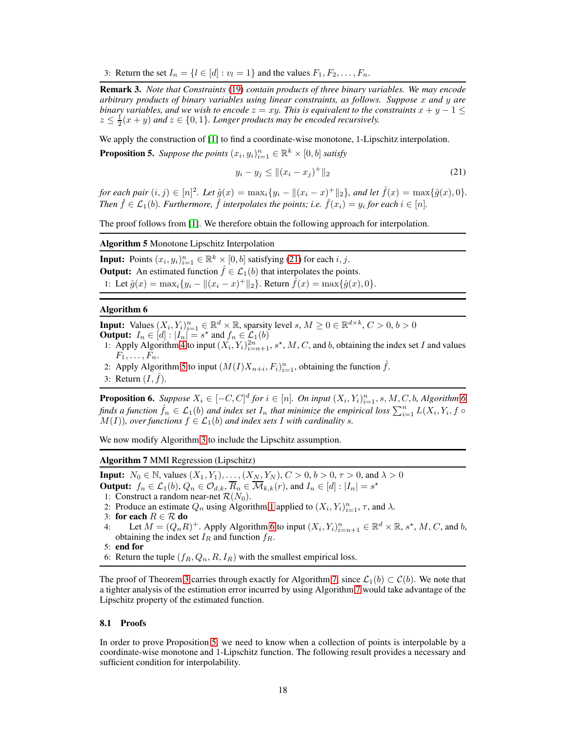3: Return the set $I_n = \{l \in [d] : v_l = 1\}$ and the values $F_1, F_2, \ldots, F_n$.

---

**Remark 3.** *Note that Constraints (19) contain products of three binary variables. We may encode arbitrary products of binary variables using linear constraints, as follows. Suppose $x$ and $y$ are binary variables, and we wish to encode $z = xy$. This is equivalent to the constraints $x + y - 1 \leq z \leq \frac{1}{2}(x + y)$ and $z \in \{0, 1\}$. Longer products may be encoded recursively.*

We apply the construction of [1] to find a coordinate-wise monotone, 1-Lipschitz interpolation.

**Proposition 5.** *Suppose the points $(x_i, y_i)_{i=1}^n \in \mathbb{R}^k \times [0, b]$ satisfy*

$$y_i - y_j \leq \|(x_i - x_j)^+\|_2 \tag{21}$$

*for each pair $(i, j) \in [n]^2$. Let $\hat{g}(x) = \max_i\{y_i - \|(x_i - x)^+\|_2\}$, and let $\hat{f}(x) = \max\{\hat{g}(x), 0\}$. Then $\hat{f} \in \mathcal{L}_1(b)$. Furthermore, $\hat{f}$ interpolates the points; i.e. $\hat{f}(x_i) = y_i$ for each $i \in [n]$.*

The proof follows from [1]. We therefore obtain the following approach for interpolation.

---

**Algorithm 5** Monotone Lipschitz Interpolation

---

**Input:** Points $(x_i, y_i)_{i=1}^n \in \mathbb{R}^k \times [0, b]$ satisfying (21) for each $i, j$.
**Output:** An estimated function $\hat{f} \in \mathcal{L}_1(b)$ that interpolates the points.

1: Let $\hat{g}(x) = \max_i\{y_i - \|(x_i - x)^+\|_2\}$. Return $\hat{f}(x) = \max\{\hat{g}(x), 0\}$.

---

**Algorithm 6**

---

**Input:** Values $(X_i, Y_i)_{i=1}^n \in \mathbb{R}^d \times \mathbb{R}$, sparsity level $s$, $M \geq 0 \in \mathbb{R}^{d \times k}$, $C > 0$, $b > 0$
**Output:** $I_n \in [d] : |I_n| = s^\star$ and $f_n \in \mathcal{L}_1(b)$

1: Apply Algorithm 4 to input $(X_i, Y_i)_{i=n+1}^{2n}$, $s^\star$, $M$, $C$, and $b$, obtaining the index set $I$ and values $F_1, \ldots, F_n$.
2: Apply Algorithm 5 to input $(M(I)X_{n+i}, F_i)_{i=1}^n$, obtaining the function $\hat{f}$.
3: Return $(I, \hat{f})$.

---

**Proposition 6.** *Suppose $X_i \in [-C, C]^d$ for $i \in [n]$. On input $(X_i, Y_i)_{i=1}^n, s, M, C, b$, Algorithm 6 finds a function $\hat{f}_n \in \mathcal{L}_1(b)$ and index set $I_n$ that minimize the empirical loss $\sum_{i=1}^n L(X_i, Y_i, f \circ M(I))$, over functions $f \in \mathcal{L}_1(b)$ and index sets $I$ with cardinality $s$.*

We now modify Algorithm 3 to include the Lipschitz assumption.

---

**Algorithm 7** MMI Regression (Lipschitz)

---

**Input:** $N_0 \in \mathbb{N}$, values $(X_1, Y_1), \ldots, (X_N, Y_N)$, $C > 0$, $b > 0$, $\tau > 0$, and $\lambda > 0$
**Output:** $f_n \in \mathcal{L}_1(b)$, $Q_n \in \mathcal{O}_{d,k}$, $\overline{R}_n \in \overline{\mathcal{M}}_{k,k}(r)$, and $I_n \in [d] : |I_n| = s^\star$

1: Construct a random near-net $\mathcal{R}(N_0)$.
2: Produce an estimate $Q_n$ using Algorithm 1 applied to $(X_i, Y_i)_{i=1}^n$, $\tau$, and $\lambda$.
3: **for each** $R \in \mathcal{R}$ **do**
4: Let $M = (Q_n R)^+$. Apply Algorithm 6 to input $(X_i, Y_i)_{i=n+1}^n \in \mathbb{R}^d \times \mathbb{R}$, $s^\star$, $M$, $C$, and $b$, obtaining the index set $I_R$ and function $f_R$.
5: **end for**
6: Return the tuple $(f_R, Q_n, R, I_R)$ with the smallest empirical loss.

---

The proof of Theorem 3 carries through exactly for Algorithm 7, since $\mathcal{L}_1(b) \subset \mathcal{C}(b)$. We note that a tighter analysis of the estimation error incurred by using Algorithm 7 would take advantage of the Lipschitz property of the estimated function.

### 8.1 Proofs

In order to prove Proposition 5, we need to know when a collection of points is interpolable by a coordinate-wise monotone and 1-Lipschitz function. The following result provides a necessary and sufficient condition for interpolability.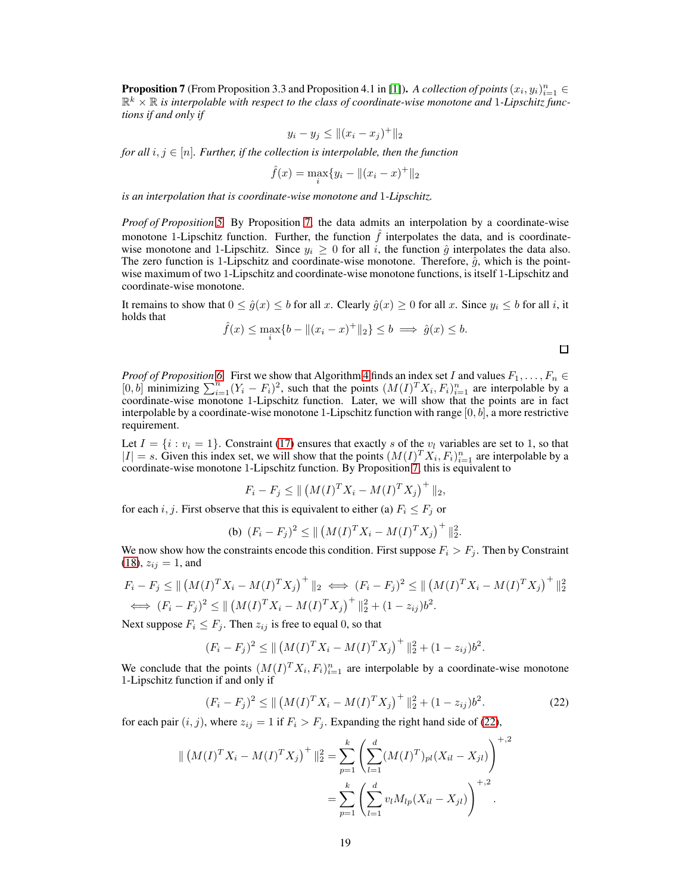**Proposition 7** (From Proposition 3.3 and Proposition 4.1 in [1]). *A collection of points $(x_i, y_i)_{i=1}^n \in \mathbb{R}^k \times \mathbb{R}$ is interpolable with respect to the class of coordinate-wise monotone and 1-Lipschitz functions if and only if*

$$y_i - y_j \le \|(x_i - x_j)^+\|_2$$

*for all $i, j \in [n]$. Further, if the collection is interpolable, then the function*

$$\hat{f}(x) = \max_i \{y_i - \|(x_i - x)^+\|_2$$

*is an interpolation that is coordinate-wise monotone and 1-Lipschitz.*

*Proof of Proposition 5.* By Proposition 7, the data admits an interpolation by a coordinate-wise monotone 1-Lipschitz function. Further, the function $\hat{f}$ interpolates the data, and is coordinate-wise monotone and 1-Lipschitz. Since $y_i \ge 0$ for all $i$, the function $\hat{g}$ interpolates the data also. The zero function is 1-Lipschitz and coordinate-wise monotone. Therefore, $\hat{g}$, which is the point-wise maximum of two 1-Lipschitz and coordinate-wise monotone functions, is itself 1-Lipschitz and coordinate-wise monotone.

It remains to show that $0 \le \hat{g}(x) \le b$ for all $x$. Clearly $\hat{g}(x) \ge 0$ for all $x$. Since $y_i \le b$ for all $i$, it holds that

$$\hat{f}(x) \le \max_i \{b - \|(x_i - x)^+\|_2\} \le b \implies \hat{g}(x) \le b.$$

□

*Proof of Proposition 6.* First we show that Algorithm 4 finds an index set $I$ and values $F_1, \ldots, F_n \in [0, b]$ minimizing $\sum_{i=1}^n (Y_i - F_i)^2$, such that the points $(M(I)^T X_i, F_i)_{i=1}^n$ are interpolable by a coordinate-wise monotone 1-Lipschitz function. Later, we will show that the points are in fact interpolable by a coordinate-wise monotone 1-Lipschitz function with range $[0, b]$, a more restrictive requirement.

Let $I = \{i : v_i = 1\}$. Constraint (17) ensures that exactly $s$ of the $v_l$ variables are set to 1, so that $|I| = s$. Given this index set, we will show that the points $(M(I)^T X_i, F_i)_{i=1}^n$ are interpolable by a coordinate-wise monotone 1-Lipschitz function. By Proposition 7, this is equivalent to

$$F_i - F_j \le \| \left(M(I)^T X_i - M(I)^T X_j\right)^+ \|_2,$$

for each $i, j$. First observe that this is equivalent to either (a) $F_i \le F_j$ or

$$\text{(b)} \;\; (F_i - F_j)^2 \le \| \left(M(I)^T X_i - M(I)^T X_j\right)^+ \|_2^2.$$

We now show how the constraints encode this condition. First suppose $F_i > F_j$. Then by Constraint (18), $z_{ij} = 1$, and

$$F_i - F_j \le \| \left(M(I)^T X_i - M(I)^T X_j\right)^+ \|_2 \iff (F_i - F_j)^2 \le \| \left(M(I)^T X_i - M(I)^T X_j\right)^+ \|_2^2$$
$$\iff (F_i - F_j)^2 \le \| \left(M(I)^T X_i - M(I)^T X_j\right)^+ \|_2^2 + (1 - z_{ij}) b^2.$$

Next suppose $F_i \le F_j$. Then $z_{ij}$ is free to equal 0, so that

$$(F_i - F_j)^2 \le \| \left(M(I)^T X_i - M(I)^T X_j\right)^+ \|_2^2 + (1 - z_{ij}) b^2.$$

We conclude that the points $(M(I)^T X_i, F_i)_{i=1}^n$ are interpolable by a coordinate-wise monotone 1-Lipschitz function if and only if

$$(F_i - F_j)^2 \le \| \left(M(I)^T X_i - M(I)^T X_j\right)^+ \|_2^2 + (1 - z_{ij}) b^2. \tag{22}$$

for each pair $(i, j)$, where $z_{ij} = 1$ if $F_i > F_j$. Expanding the right hand side of (22),

$$\| \left(M(I)^T X_i - M(I)^T X_j\right)^+ \|_2^2 = \sum_{p=1}^k \left( \sum_{l=1}^d (M(I)^T)_{pl} (X_{il} - X_{jl}) \right)^{+,2}$$
$$= \sum_{p=1}^k \left( \sum_{l=1}^d v_l M_{lp} (X_{il} - X_{jl}) \right)^{+,2}.$$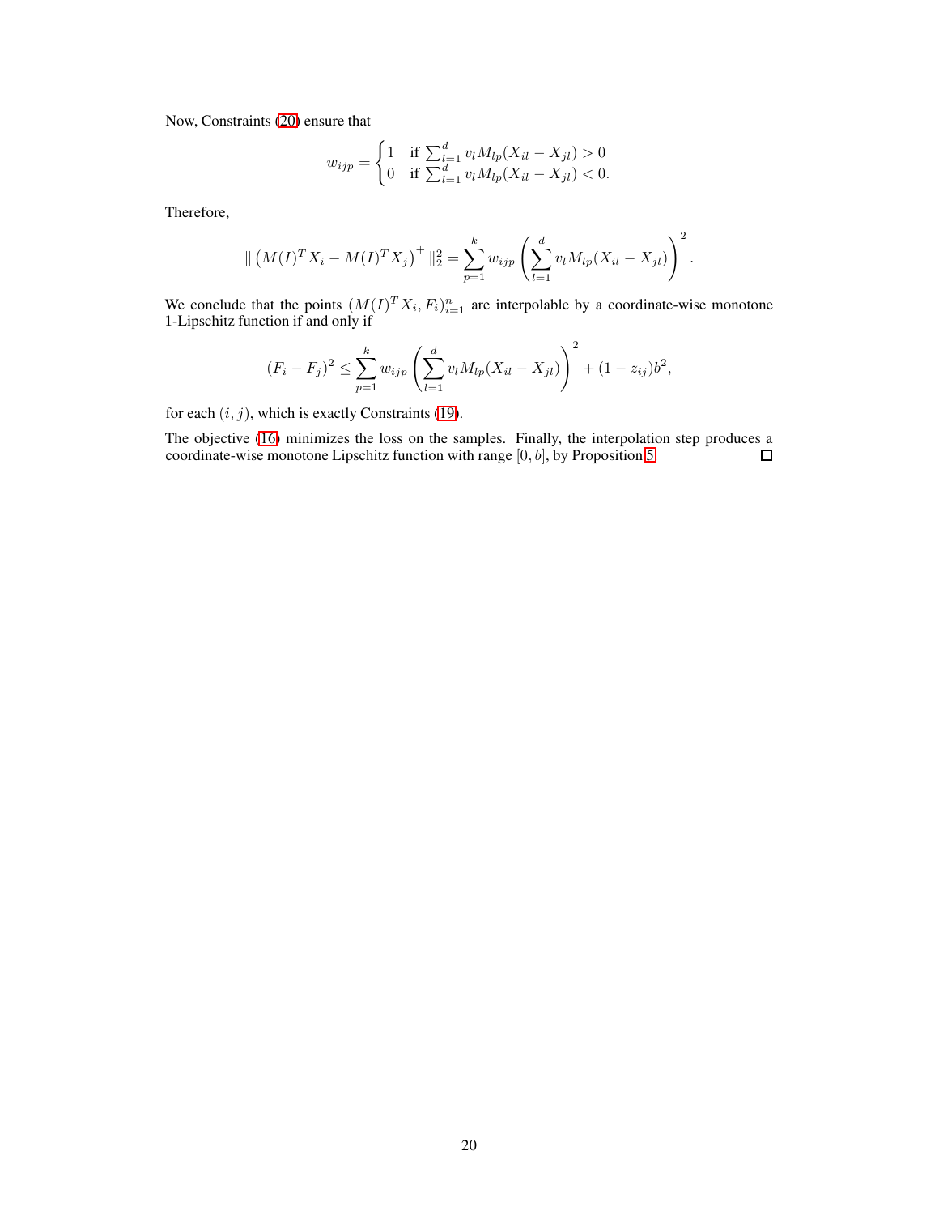Now, Constraints (20) ensure that

$$w_{ijp} = \begin{cases} 1 & \text{if } \sum_{l=1}^{d} v_l M_{lp}(X_{il} - X_{jl}) > 0 \\ 0 & \text{if } \sum_{l=1}^{d} v_l M_{lp}(X_{il} - X_{jl}) < 0. \end{cases}$$

Therefore,

$$\| \left( M(I)^T X_i - M(I)^T X_j \right)^+ \|_2^2 = \sum_{p=1}^{k} w_{ijp} \left( \sum_{l=1}^{d} v_l M_{lp}(X_{il} - X_{jl}) \right)^2.$$

We conclude that the points $(M(I)^T X_i, F_i)_{i=1}^n$ are interpolable by a coordinate-wise monotone 1-Lipschitz function if and only if

$$(F_i - F_j)^2 \leq \sum_{p=1}^{k} w_{ijp} \left( \sum_{l=1}^{d} v_l M_{lp}(X_{il} - X_{jl}) \right)^2 + (1 - z_{ij}) b^2,$$

for each $(i, j)$, which is exactly Constraints (19).

The objective (16) minimizes the loss on the samples. Finally, the interpolation step produces a coordinate-wise monotone Lipschitz function with range $[0, b]$, by Proposition 5. □